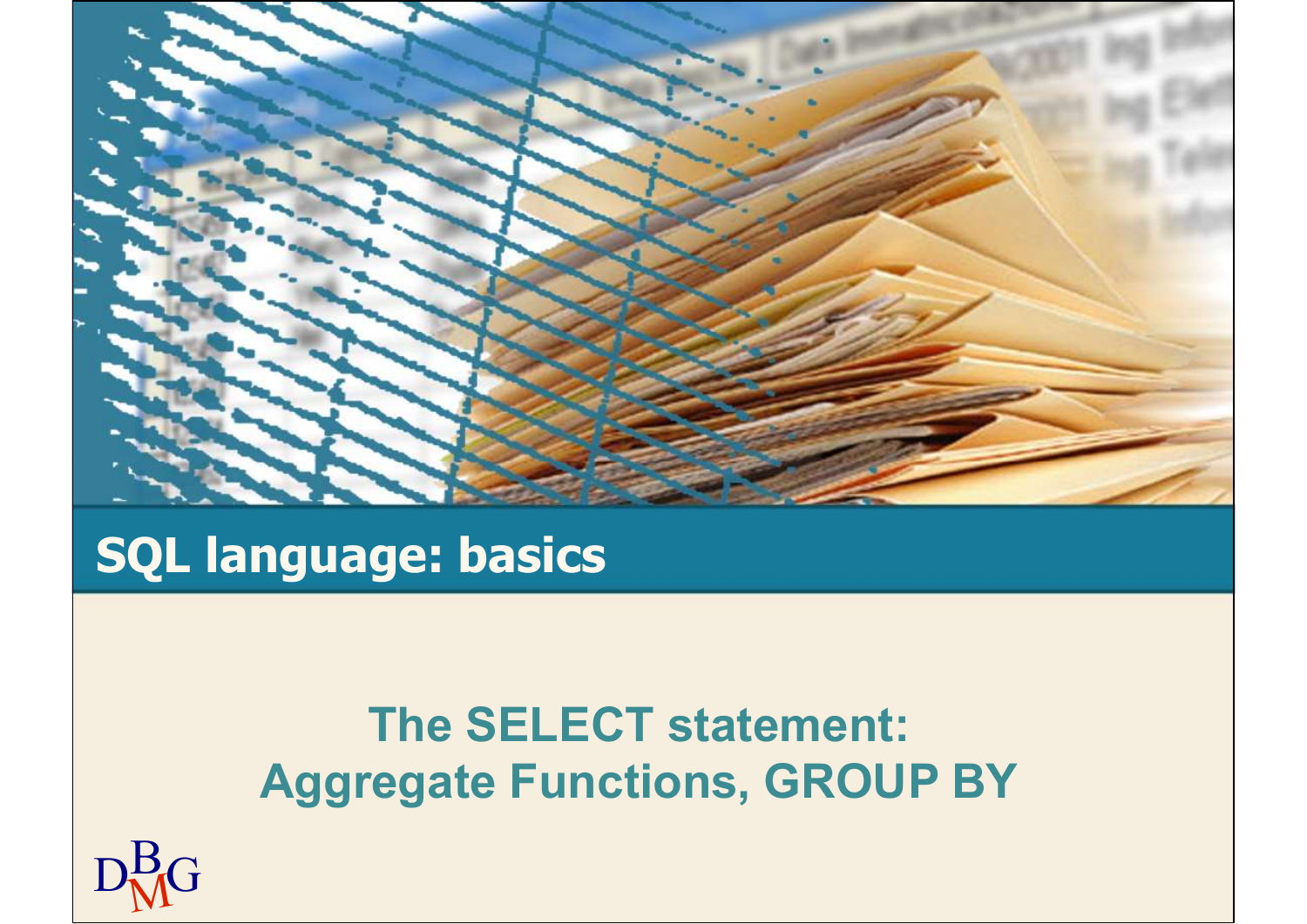# SQL language: basics

## The SELECT statement: Aggregate Functions, GROUP BY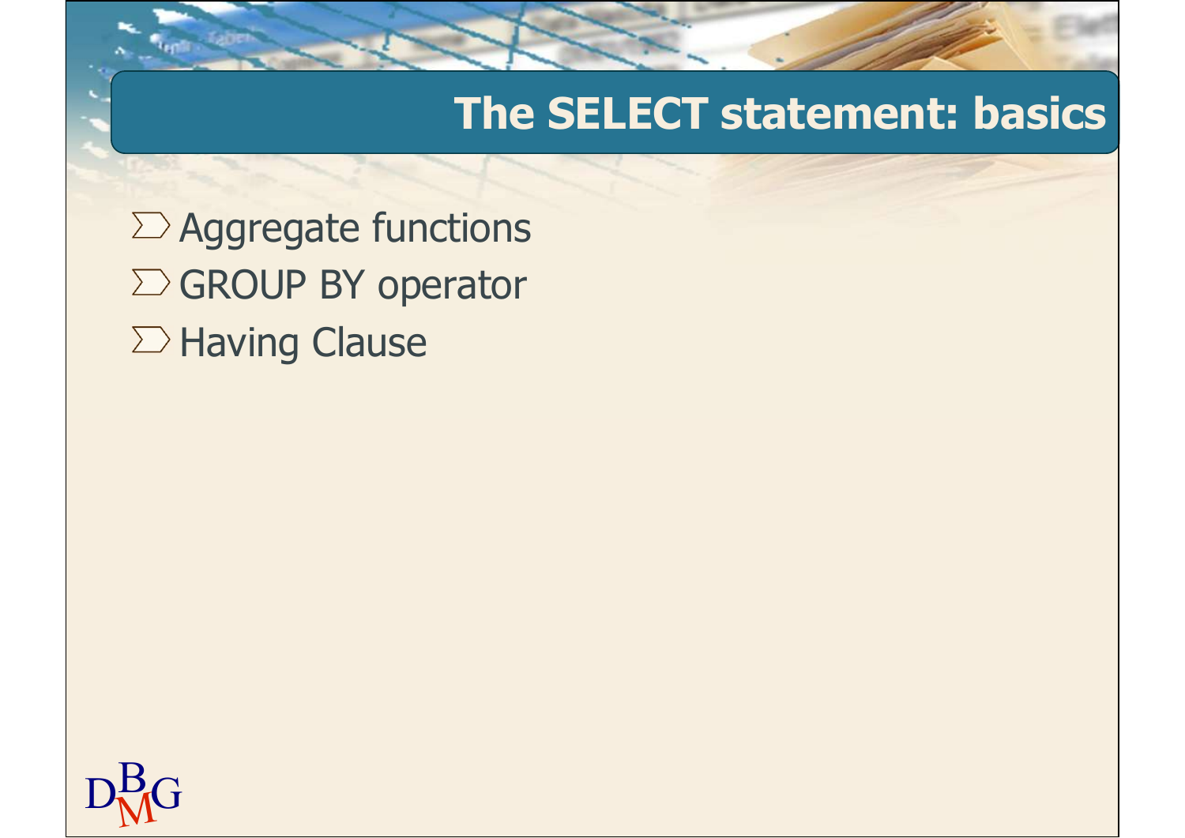# The SELECT statement: basics

- Aggregate functions
- GROUP BY operator
- Having Clause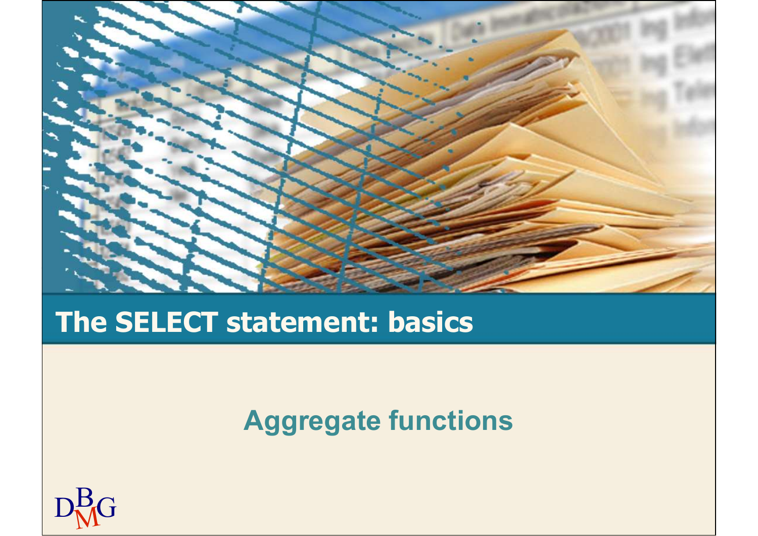# The SELECT statement: basics

## Aggregate functions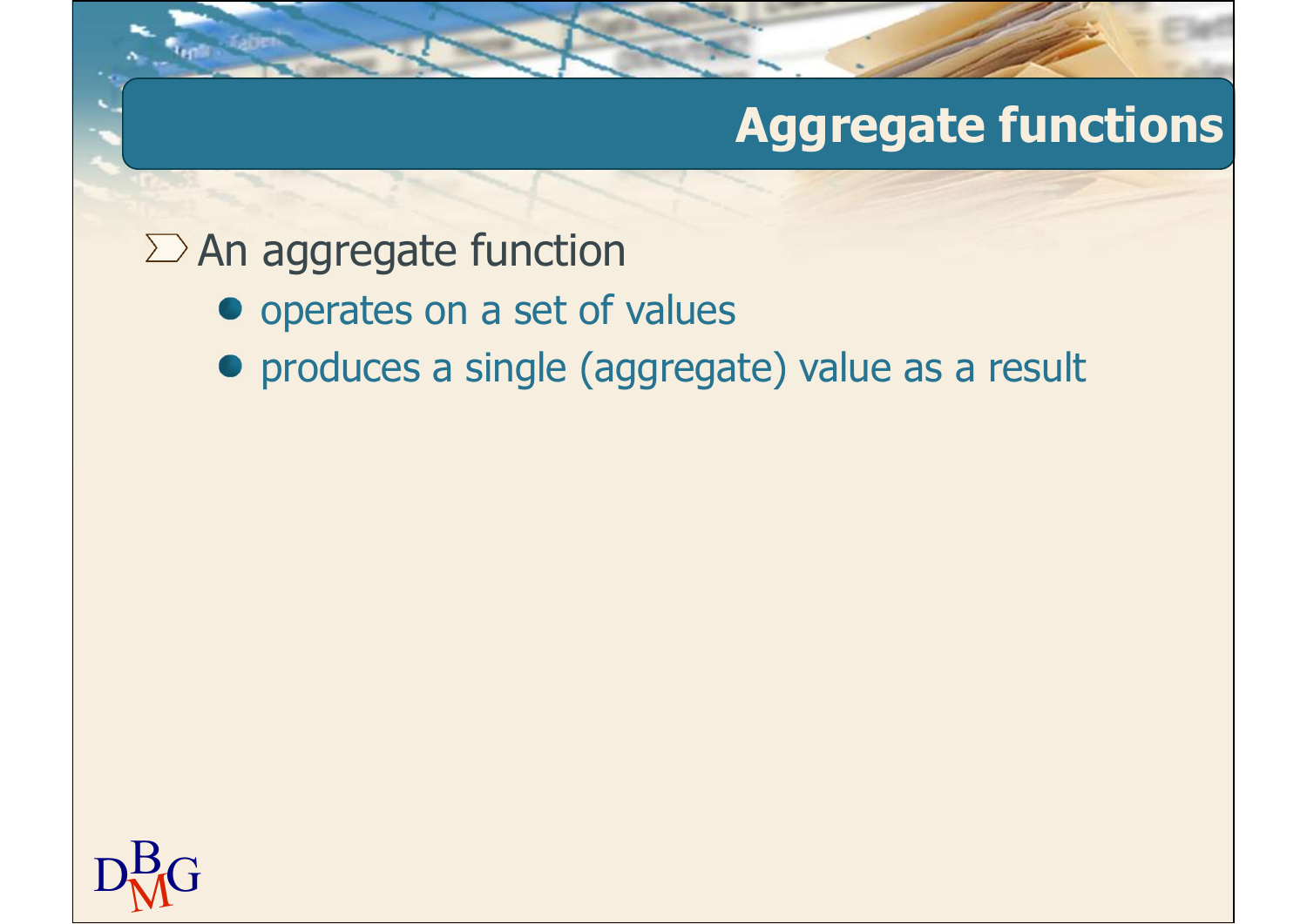# Aggregate functions

- An aggregate function
  - operates on a set of values
  - produces a single (aggregate) value as a result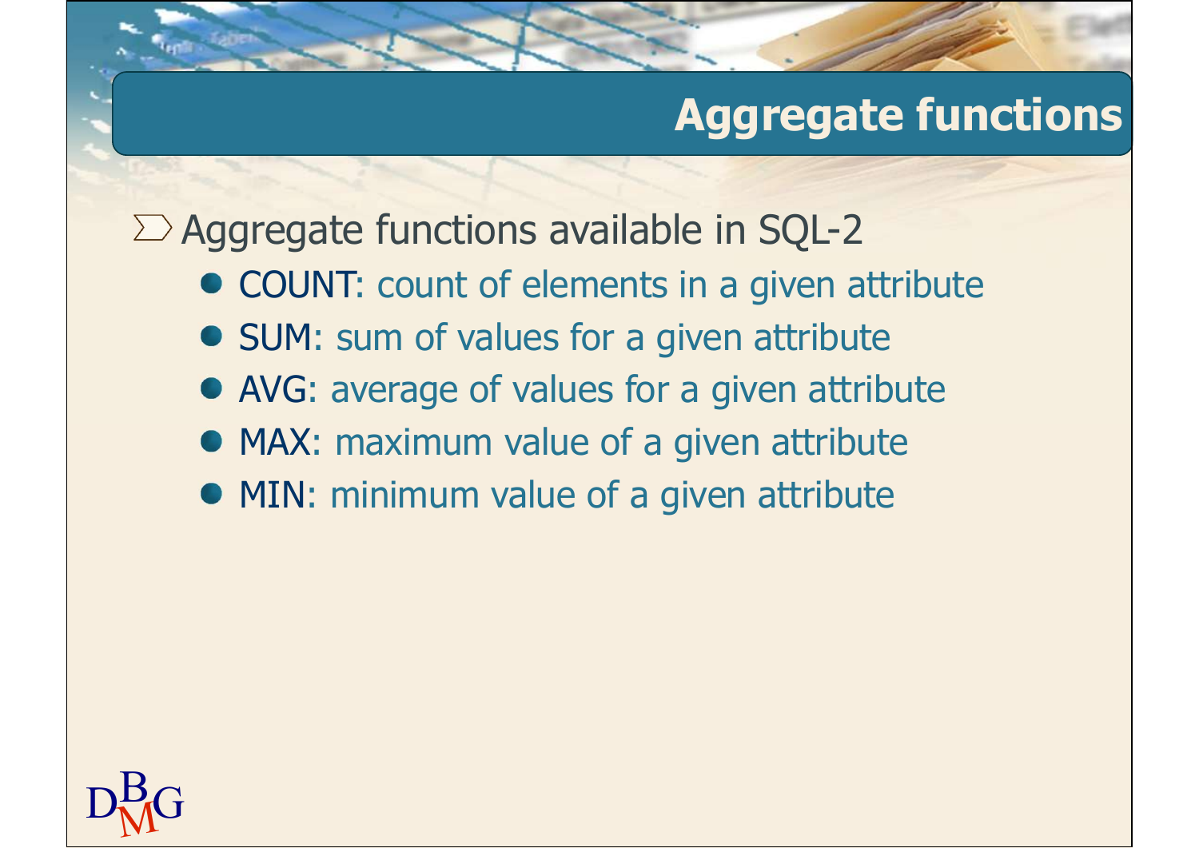# Aggregate functions

- Aggregate functions available in SQL-2
  - COUNT: count of elements in a given attribute
  - SUM: sum of values for a given attribute
  - AVG: average of values for a given attribute
  - MAX: maximum value of a given attribute
  - MIN: minimum value of a given attribute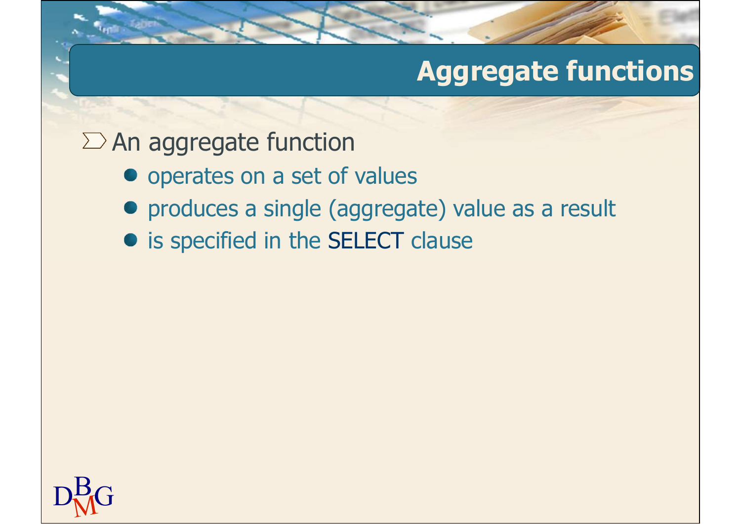# Aggregate functions

- An aggregate function
  - operates on a set of values
  - produces a single (aggregate) value as a result
  - is specified in the SELECT clause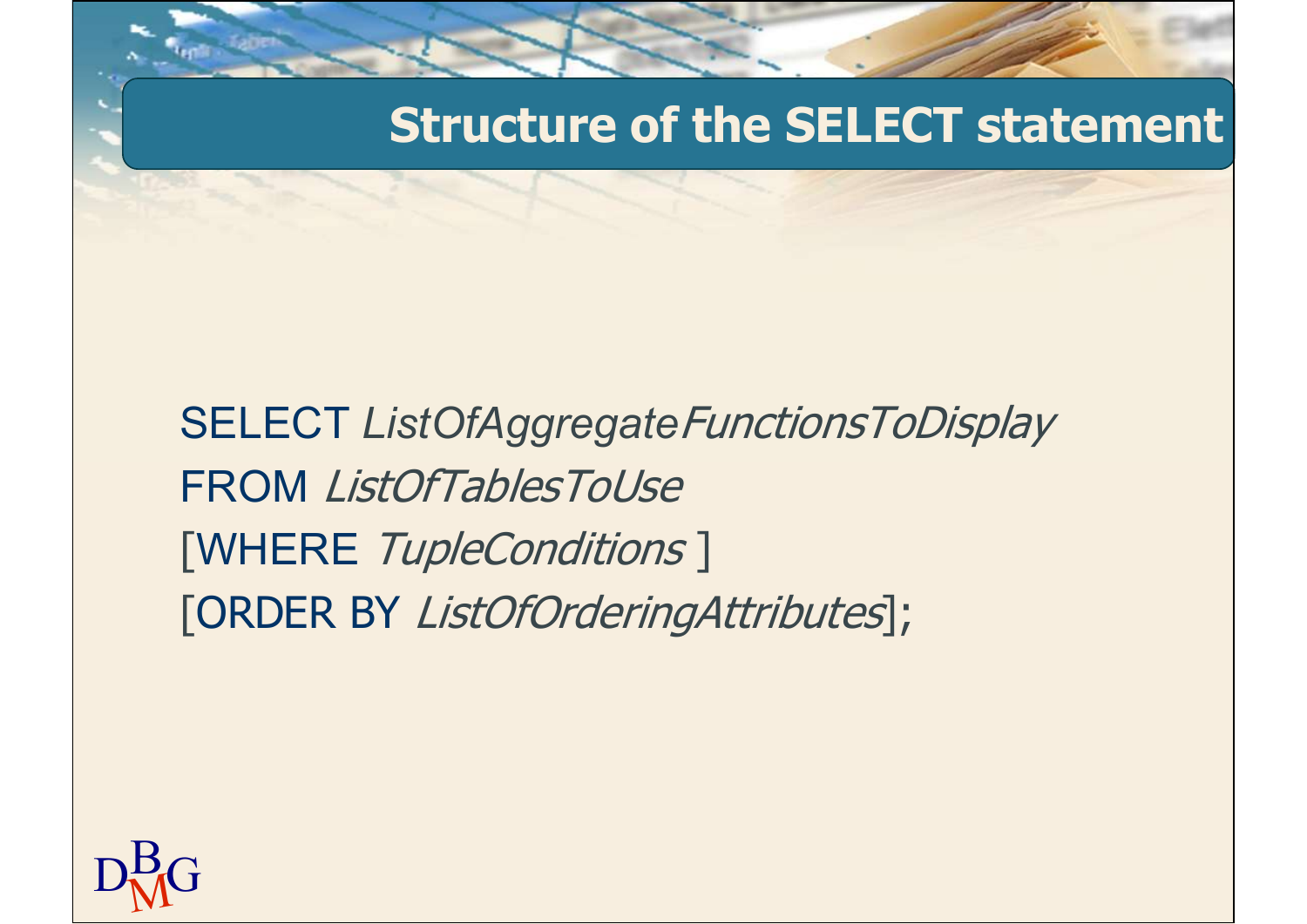# Structure of the SELECT statement

```
SELECT ListOfAggregateFunctionsToDisplay
FROM ListOfTablesToUse
[WHERE TupleConditions ]
[ORDER BY ListOfOrderingAttributes];
```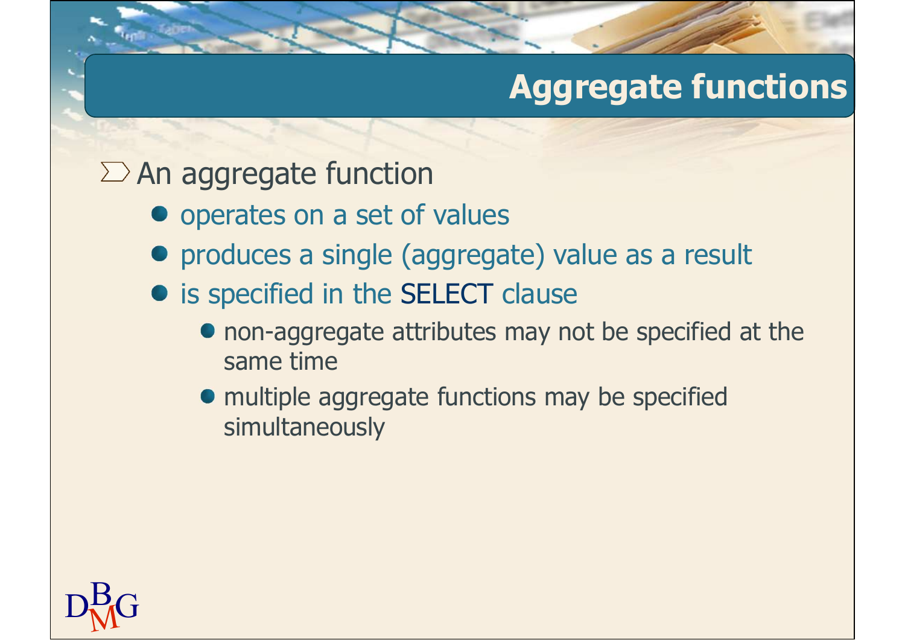# Aggregate functions

- An aggregate function
  - operates on a set of values
  - produces a single (aggregate) value as a result
  - is specified in the SELECT clause
    - non-aggregate attributes may not be specified at the same time
    - multiple aggregate functions may be specified simultaneously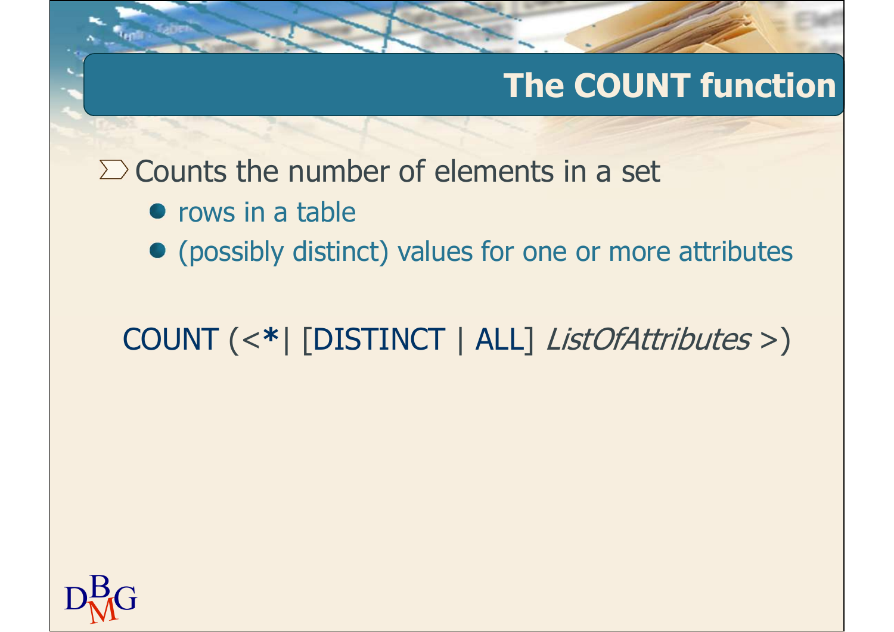# The COUNT function

- Counts the number of elements in a set
  - rows in a table
  - (possibly distinct) values for one or more attributes

COUNT (<**\***| [DISTINCT | ALL] *ListOfAttributes* >)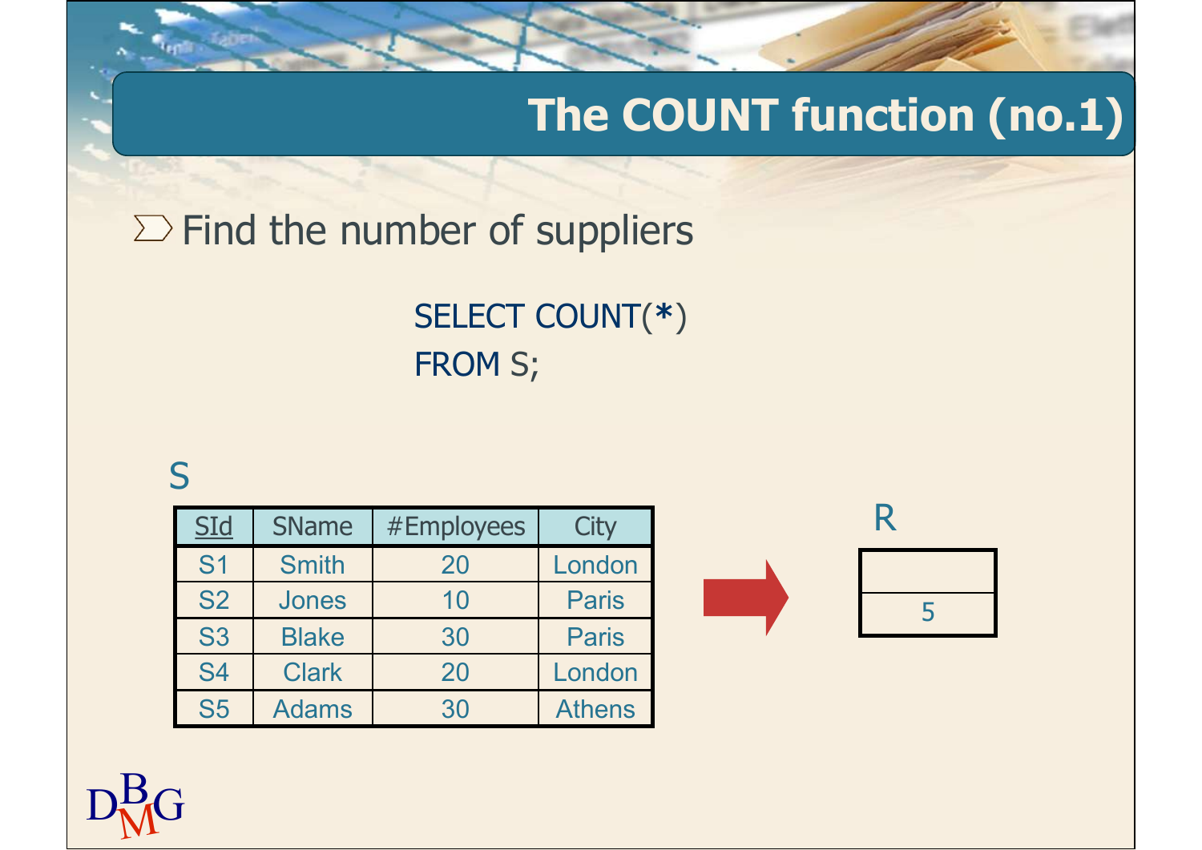# The COUNT function (no.1)

- Find the number of suppliers

```
SELECT COUNT(*)
FROM S;
```

S

| SId | SName | #Employees | City |
|---|---|---|---|
| S1 | Smith | 20 | London |
| S2 | Jones | 10 | Paris |
| S3 | Blake | 30 | Paris |
| S4 | Clark | 20 | London |
| S5 | Adams | 30 | Athens |

R

| |
|---|
| 5 |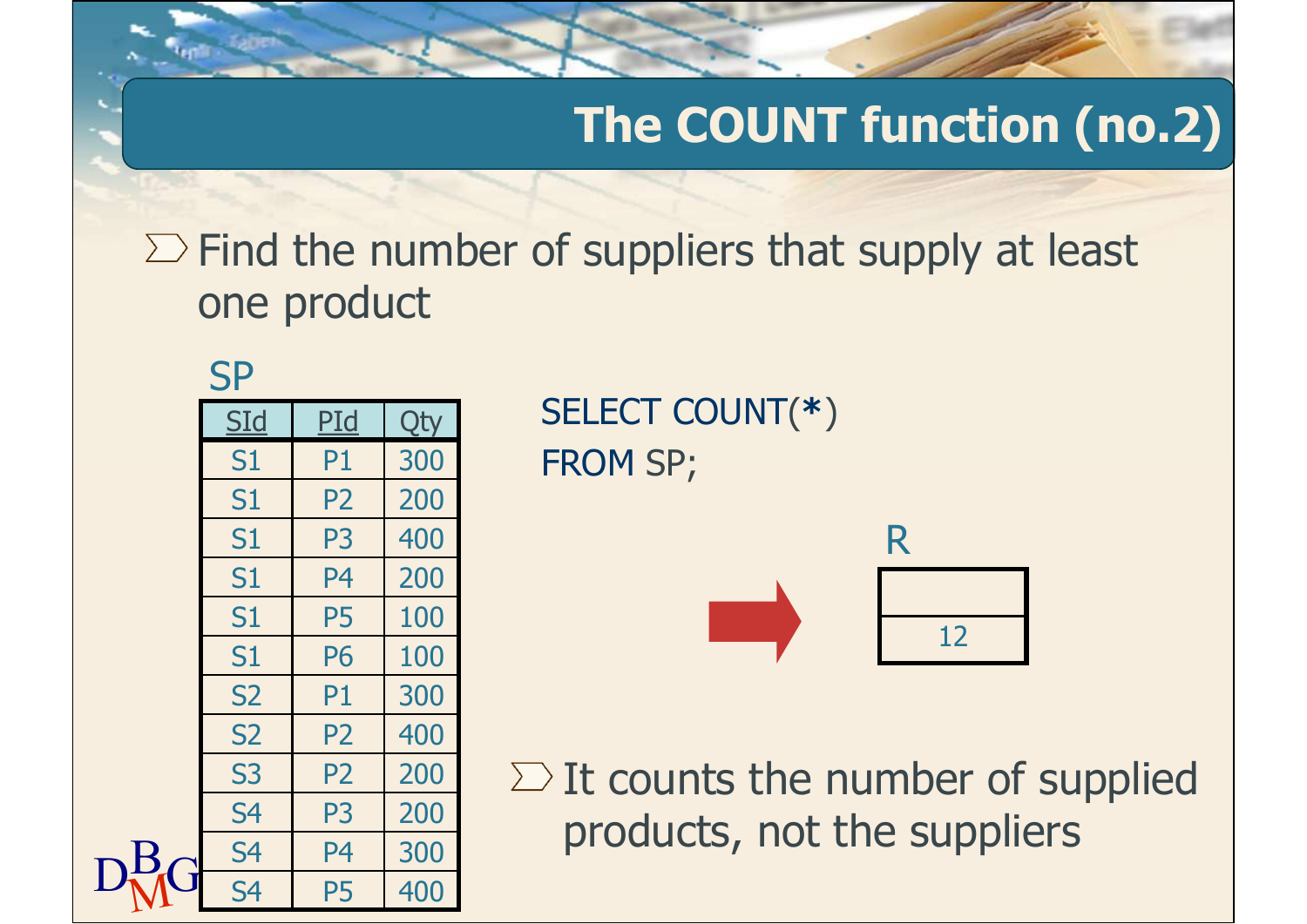# The COUNT function (no.2)

- Find the number of suppliers that supply at least one product

SP

| SId | PId | Qty |
|---|---|---|
| S1 | P1 | 300 |
| S1 | P2 | 200 |
| S1 | P3 | 400 |
| S1 | P4 | 200 |
| S1 | P5 | 100 |
| S1 | P6 | 100 |
| S2 | P1 | 300 |
| S2 | P2 | 400 |
| S3 | P2 | 200 |
| S4 | P3 | 200 |
| S4 | P4 | 300 |
| S4 | P5 | 400 |

```
SELECT COUNT(*)
FROM SP;
```

R

| |
|---|
| 12 |

- It counts the number of supplied products, not the suppliers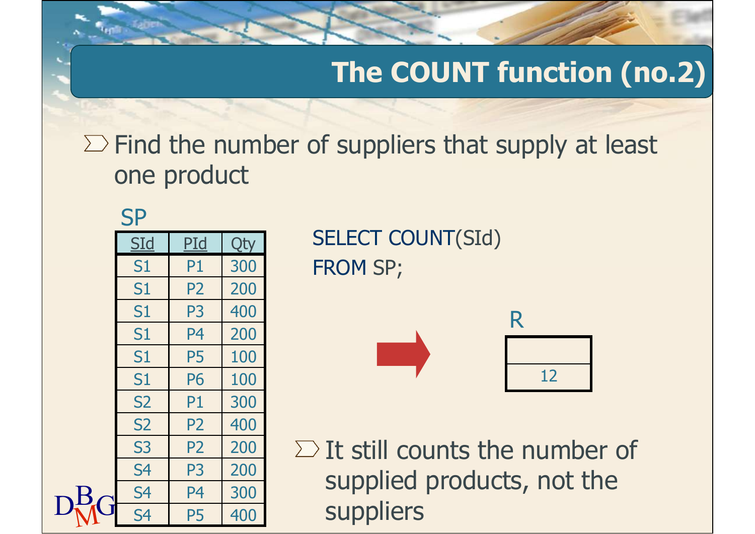# The COUNT function (no.2)

- Find the number of suppliers that supply at least one product

SP

| SId | PId | Qty |
|---|---|---|
| S1 | P1 | 300 |
| S1 | P2 | 200 |
| S1 | P3 | 400 |
| S1 | P4 | 200 |
| S1 | P5 | 100 |
| S1 | P6 | 100 |
| S2 | P1 | 300 |
| S2 | P2 | 400 |
| S3 | P2 | 200 |
| S4 | P3 | 200 |
| S4 | P4 | 300 |
| S4 | P5 | 400 |

```
SELECT COUNT(SId)
FROM SP;
```

R

| |
|---|
| 12 |

- It still counts the number of supplied products, not the suppliers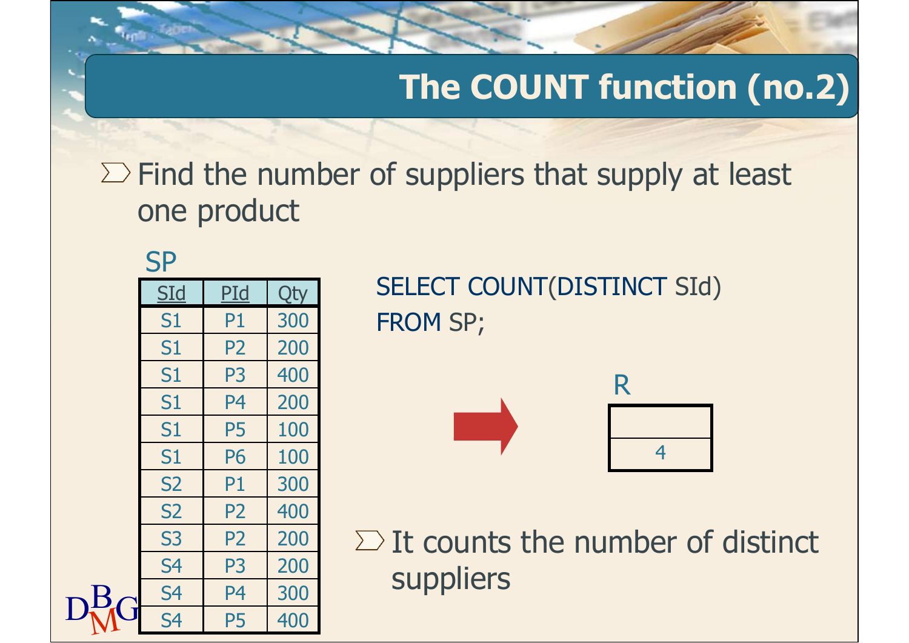# The COUNT function (no.2)

- Find the number of suppliers that supply at least one product

SP

| SId | PId | Qty |
|---|---|---|
| S1 | P1 | 300 |
| S1 | P2 | 200 |
| S1 | P3 | 400 |
| S1 | P4 | 200 |
| S1 | P5 | 100 |
| S1 | P6 | 100 |
| S2 | P1 | 300 |
| S2 | P2 | 400 |
| S3 | P2 | 200 |
| S4 | P3 | 200 |
| S4 | P4 | 300 |
| S4 | P5 | 400 |

```
SELECT COUNT(DISTINCT SId)
FROM SP;
```

R

| |
|---|
| 4 |

- It counts the number of distinct suppliers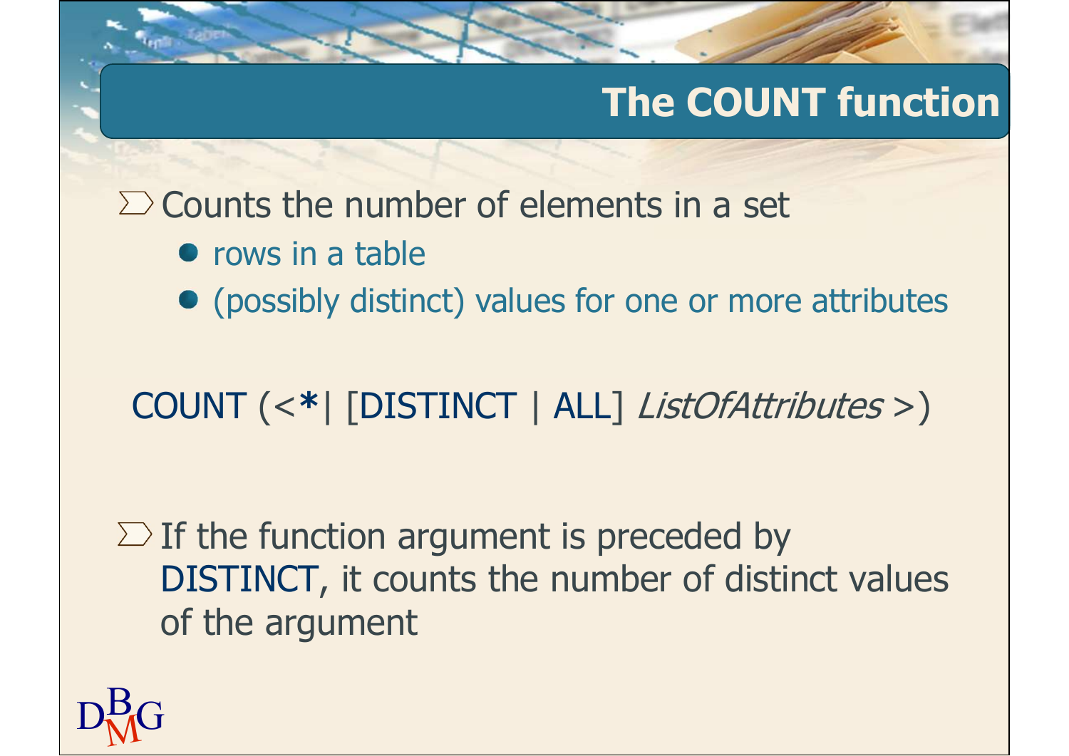# The COUNT function

- Counts the number of elements in a set
  - rows in a table
  - (possibly distinct) values for one or more attributes

COUNT (<*| [DISTINCT | ALL] *ListOfAttributes* >)

- If the function argument is preceded by DISTINCT, it counts the number of distinct values of the argument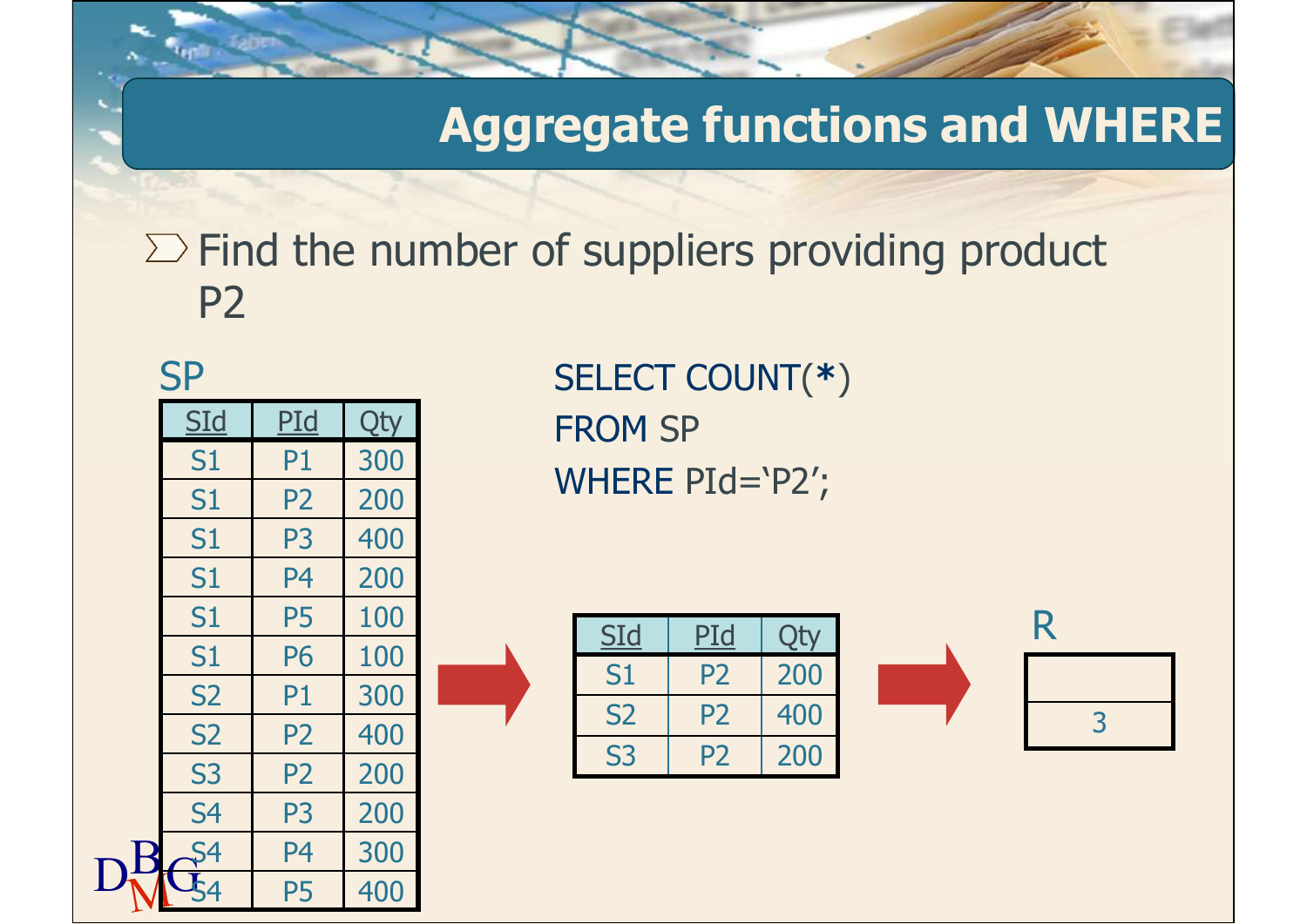# Aggregate functions and WHERE

- Find the number of suppliers providing product P2

SP

| SId | PId | Qty |
|---|---|---|
| S1 | P1 | 300 |
| S1 | P2 | 200 |
| S1 | P3 | 400 |
| S1 | P4 | 200 |
| S1 | P5 | 100 |
| S1 | P6 | 100 |
| S2 | P1 | 300 |
| S2 | P2 | 400 |
| S3 | P2 | 200 |
| S4 | P3 | 200 |
| S4 | P4 | 300 |
| S4 | P5 | 400 |

```
SELECT COUNT(*)
FROM SP
WHERE PId='P2';
```

| SId | PId | Qty |
|---|---|---|
| S1 | P2 | 200 |
| S2 | P2 | 400 |
| S3 | P2 | 200 |

R

| |
|---|
| 3 |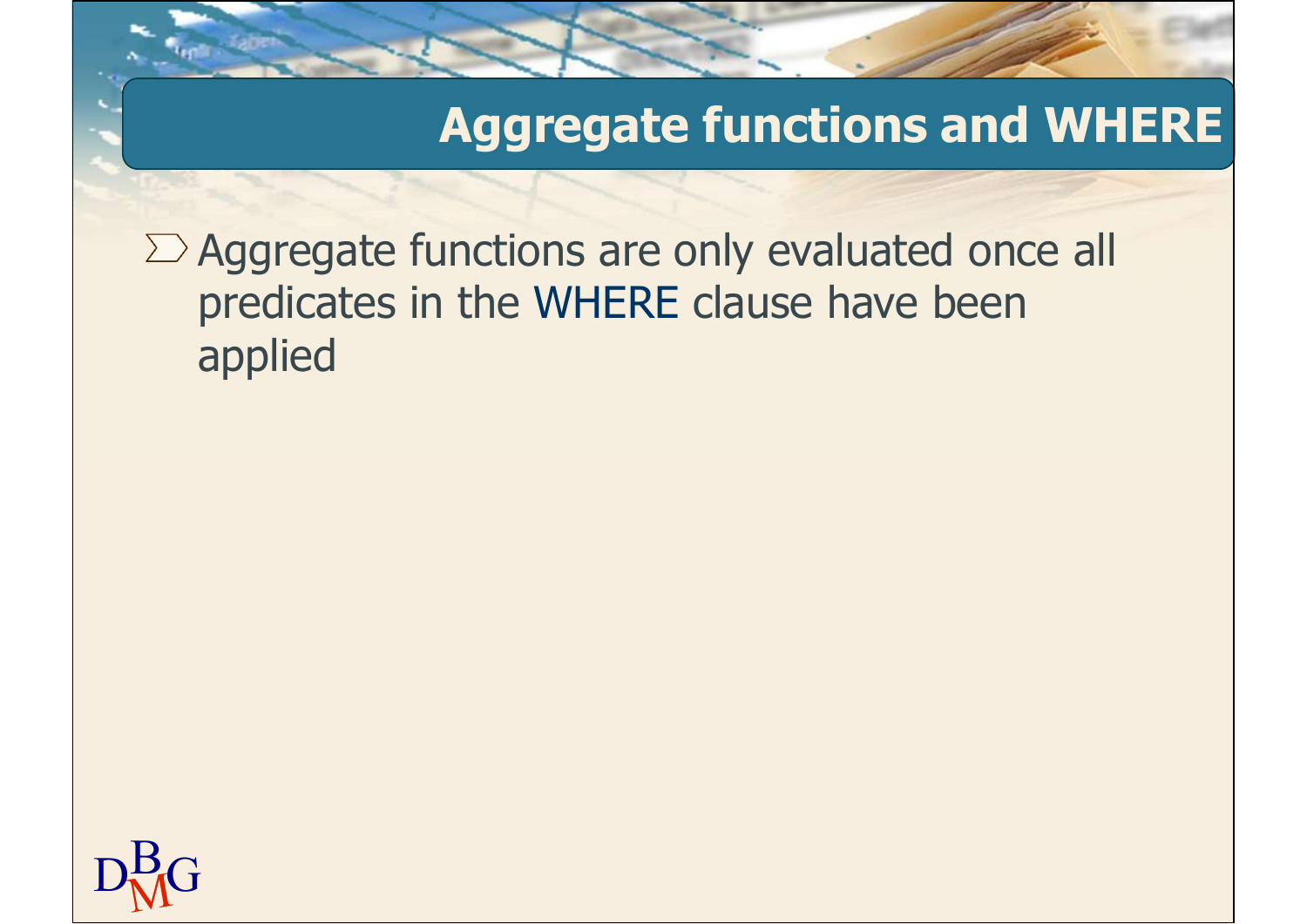# Aggregate functions and WHERE

- Aggregate functions are only evaluated once all predicates in the WHERE clause have been applied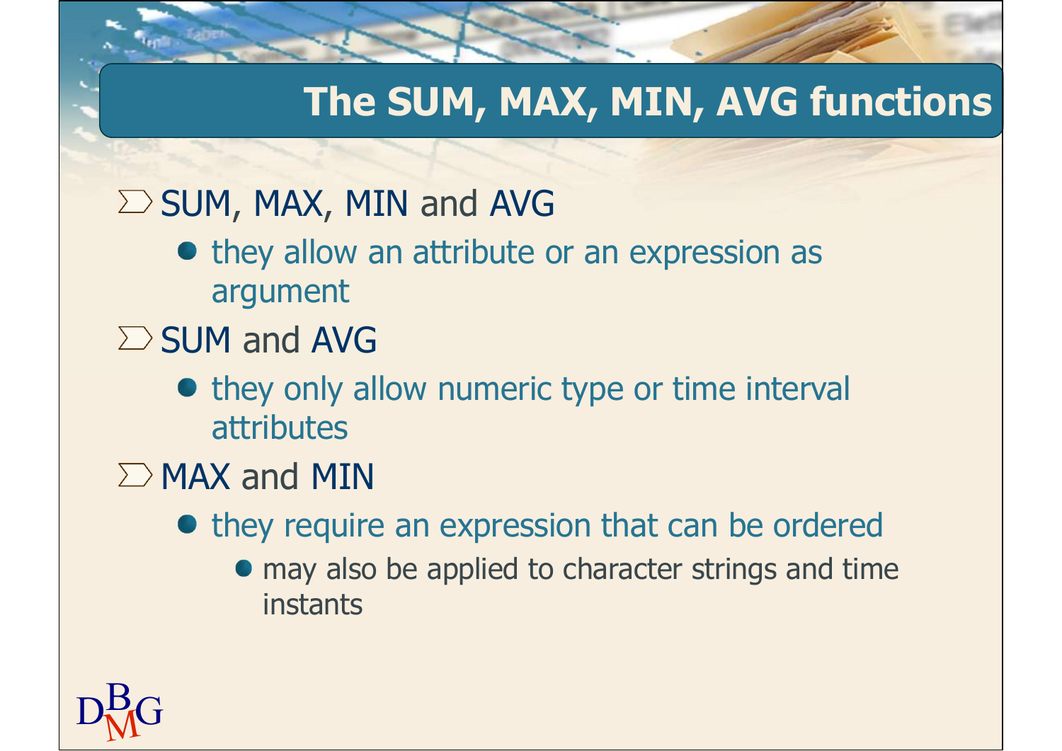# The SUM, MAX, MIN, AVG functions

- SUM, MAX, MIN and AVG
  - they allow an attribute or an expression as argument
- SUM and AVG
  - they only allow numeric type or time interval attributes
- MAX and MIN
  - they require an expression that can be ordered
    - may also be applied to character strings and time instants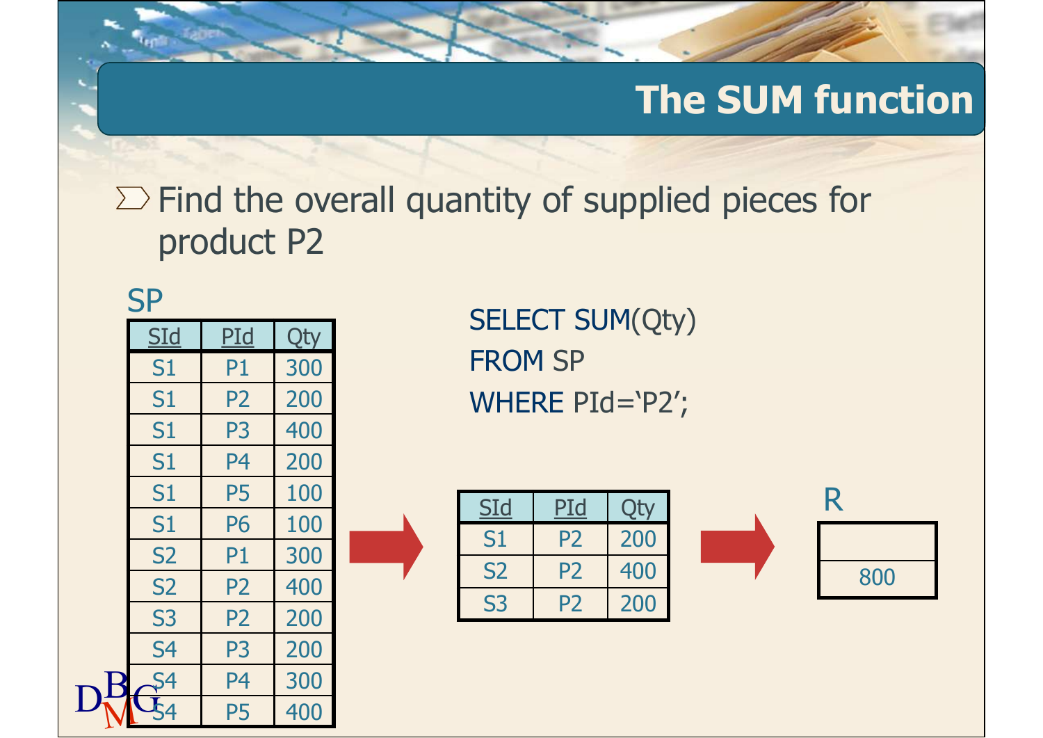# The SUM function

- Find the overall quantity of supplied pieces for product P2

SP

| SId | PId | Qty |
|---|---|---|
| S1 | P1 | 300 |
| S1 | P2 | 200 |
| S1 | P3 | 400 |
| S1 | P4 | 200 |
| S1 | P5 | 100 |
| S1 | P6 | 100 |
| S2 | P1 | 300 |
| S2 | P2 | 400 |
| S3 | P2 | 200 |
| S4 | P3 | 200 |
| S4 | P4 | 300 |
| S4 | P5 | 400 |

```
SELECT SUM(Qty)
FROM SP
WHERE PId='P2';
```

| SId | PId | Qty |
|---|---|---|
| S1 | P2 | 200 |
| S2 | P2 | 400 |
| S3 | P2 | 200 |

R

| |
|---|
| 800 |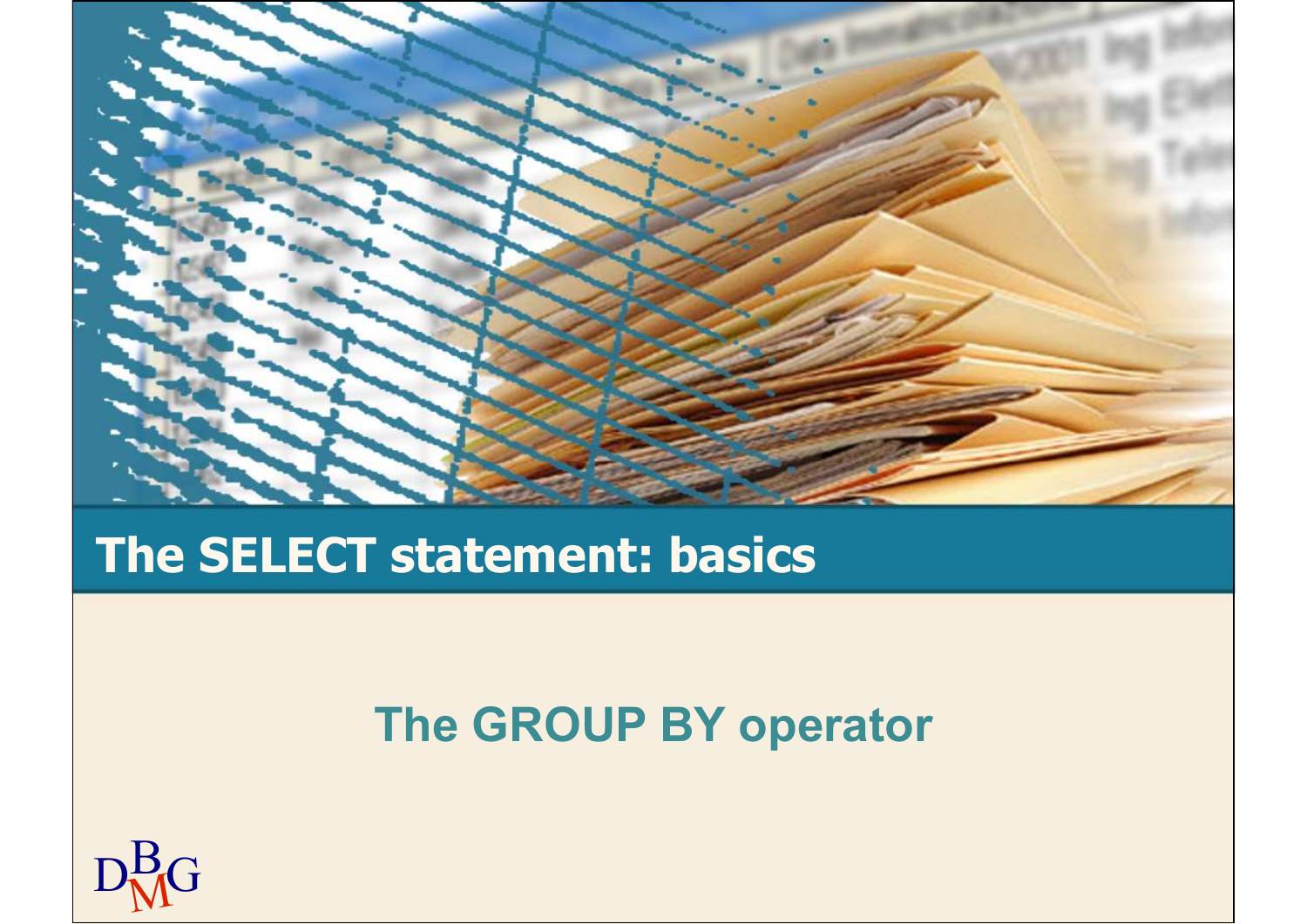# The SELECT statement: basics

## The GROUP BY operator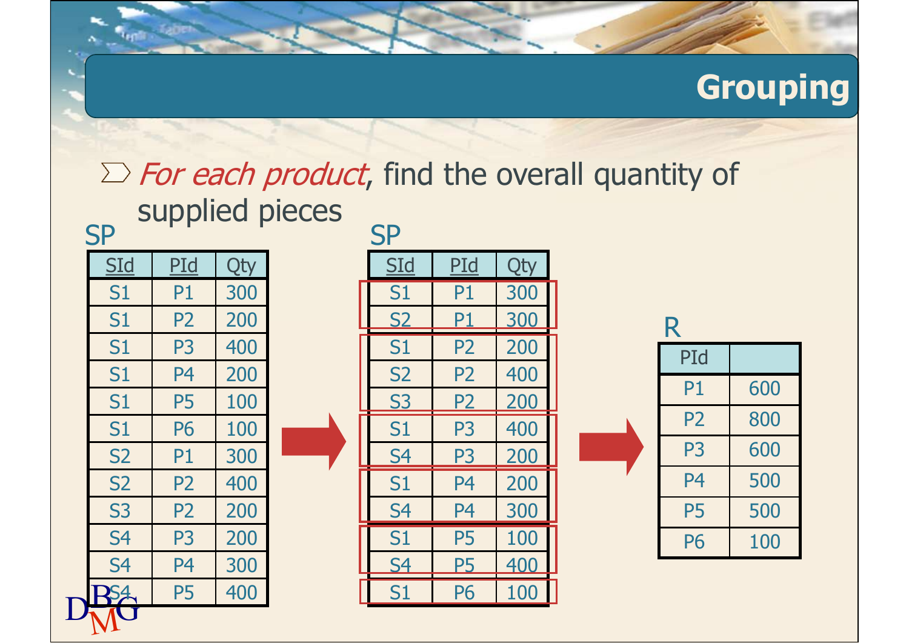# Grouping

- *For each product*, find the overall quantity of supplied pieces

SP

| <u>SId</u> | <u>PId</u> | Qty |
|---|---|---|
| S1 | P1 | 300 |
| S1 | P2 | 200 |
| S1 | P3 | 400 |
| S1 | P4 | 200 |
| S1 | P5 | 100 |
| S1 | P6 | 100 |
| S2 | P1 | 300 |
| S2 | P2 | 400 |
| S3 | P2 | 200 |
| S4 | P3 | 200 |
| S4 | P4 | 300 |
| S4 | P5 | 400 |

SP

| <u>SId</u> | <u>PId</u> | Qty |
|---|---|---|
| S1 | P1 | 300 |
| S2 | P1 | 300 |
| S1 | P2 | 200 |
| S2 | P2 | 400 |
| S3 | P2 | 200 |
| S1 | P3 | 400 |
| S4 | P3 | 200 |
| S1 | P4 | 200 |
| S4 | P4 | 300 |
| S1 | P5 | 100 |
| S4 | P5 | 400 |
| S1 | P6 | 100 |

R

| PId | |
|---|---|
| P1 | 600 |
| P2 | 800 |
| P3 | 600 |
| P4 | 500 |
| P5 | 500 |
| P6 | 100 |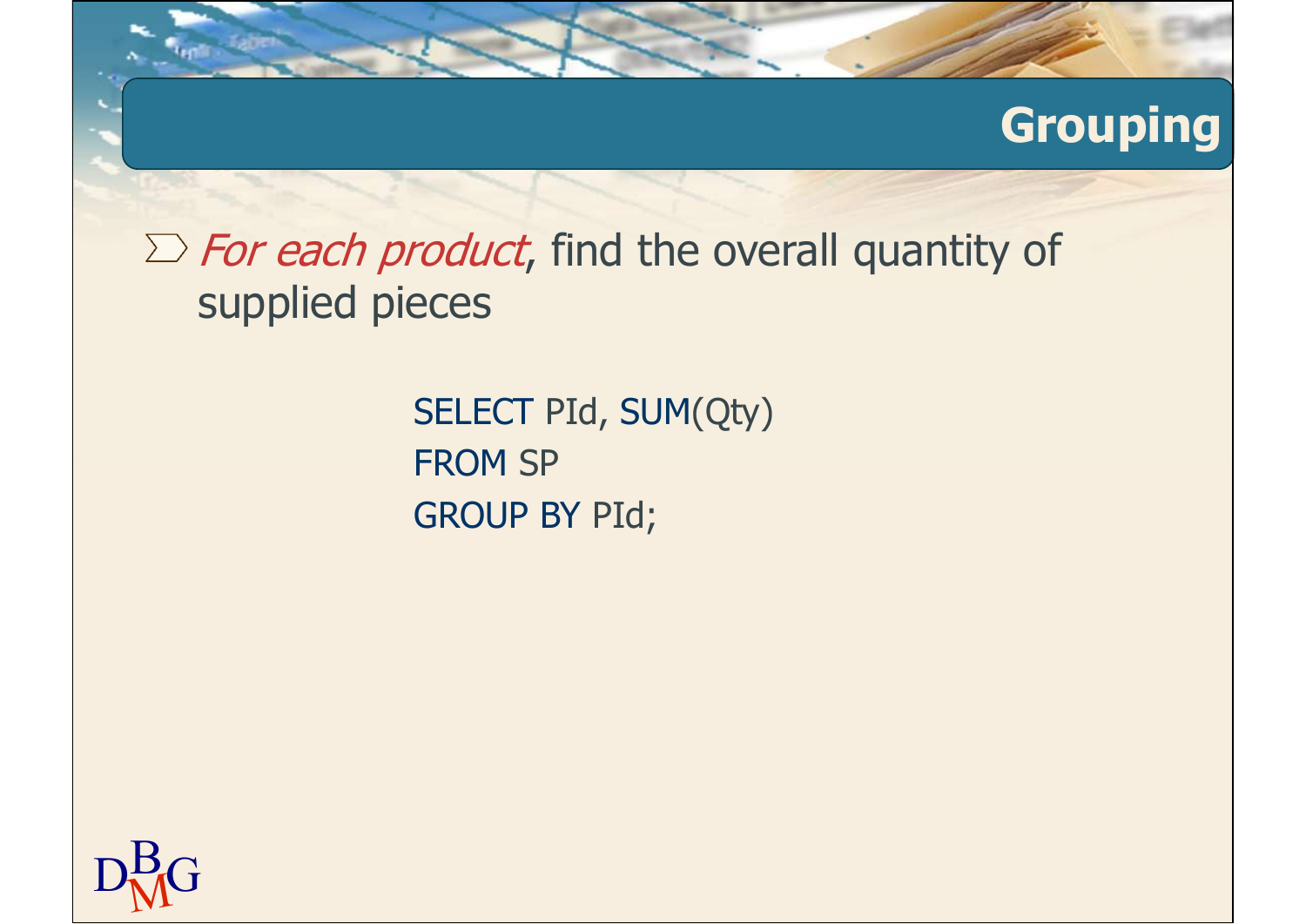# Grouping

- *For each product*, find the overall quantity of supplied pieces

```
SELECT PId, SUM(Qty)
FROM SP
GROUP BY PId;
```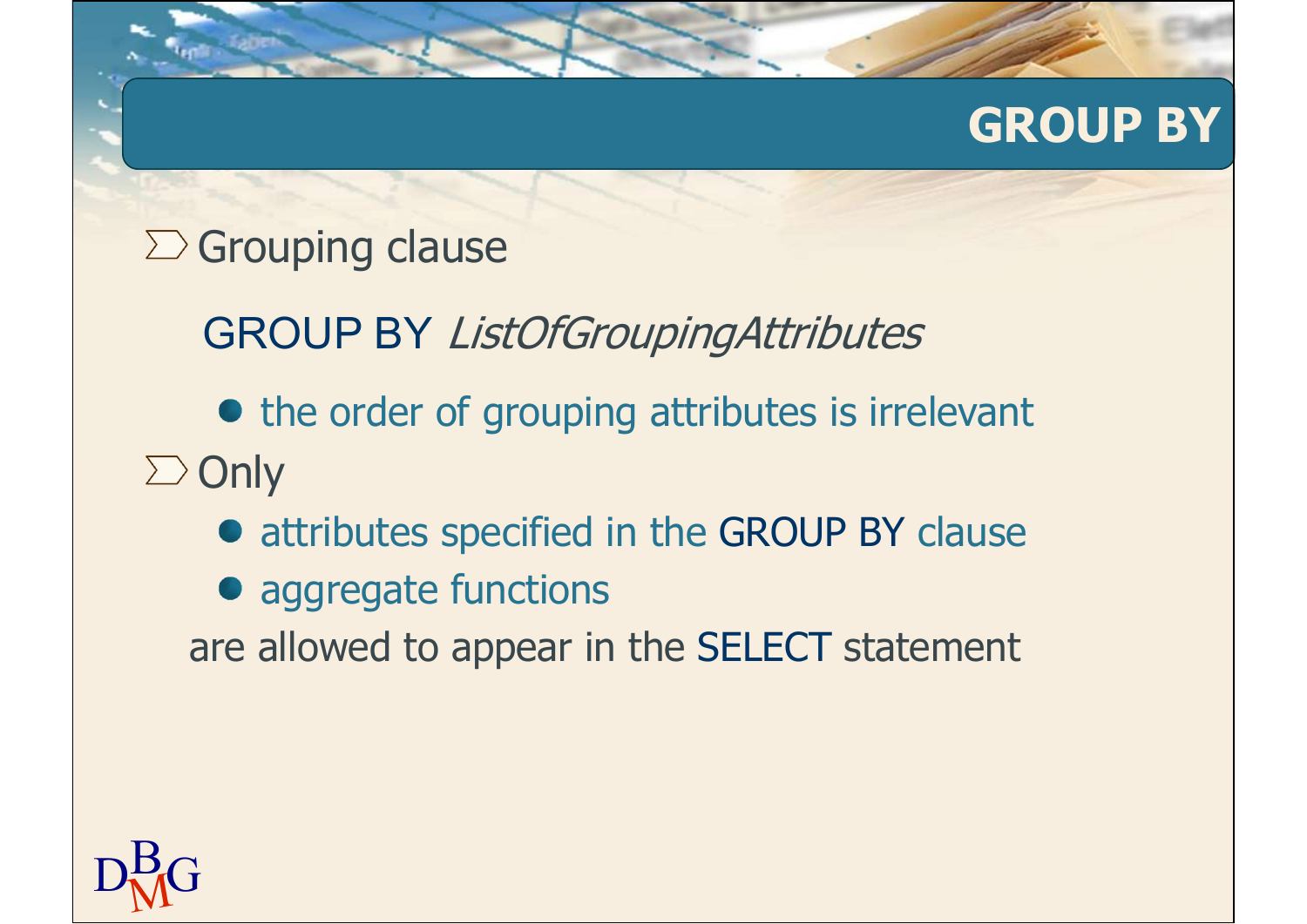# GROUP BY

- Grouping clause

  GROUP BY *ListOfGroupingAttributes*

  - the order of grouping attributes is irrelevant

- Only
  - attributes specified in the GROUP BY clause
  - aggregate functions

  are allowed to appear in the SELECT statement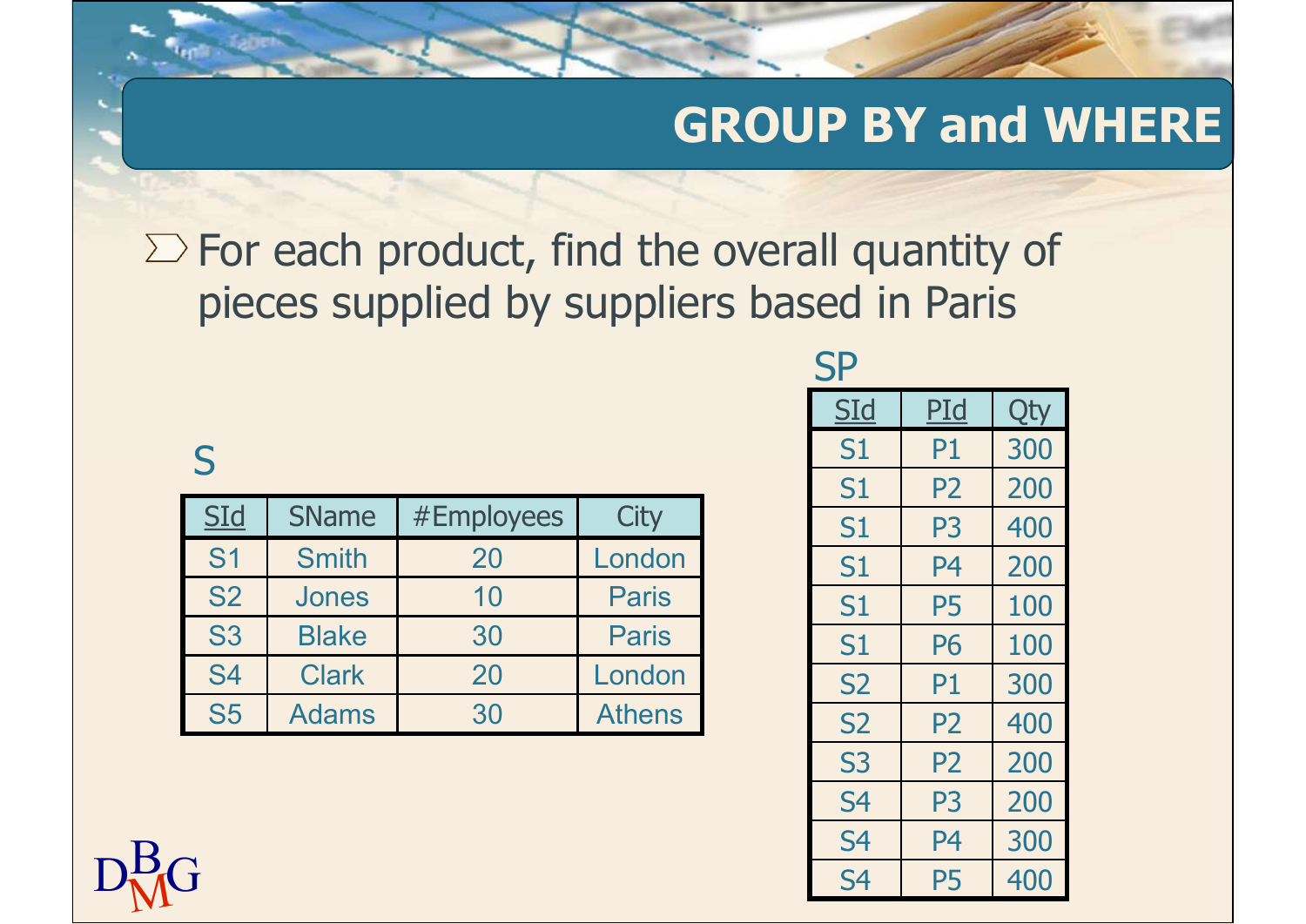# GROUP BY and WHERE

- For each product, find the overall quantity of pieces supplied by suppliers based in Paris

S

| SId | SName | #Employees | City |
|---|---|---|---|
| S1 | Smith | 20 | London |
| S2 | Jones | 10 | Paris |
| S3 | Blake | 30 | Paris |
| S4 | Clark | 20 | London |
| S5 | Adams | 30 | Athens |

SP

| SId | PId | Qty |
|---|---|---|
| S1 | P1 | 300 |
| S1 | P2 | 200 |
| S1 | P3 | 400 |
| S1 | P4 | 200 |
| S1 | P5 | 100 |
| S1 | P6 | 100 |
| S2 | P1 | 300 |
| S2 | P2 | 400 |
| S3 | P2 | 200 |
| S4 | P3 | 200 |
| S4 | P4 | 300 |
| S4 | P5 | 400 |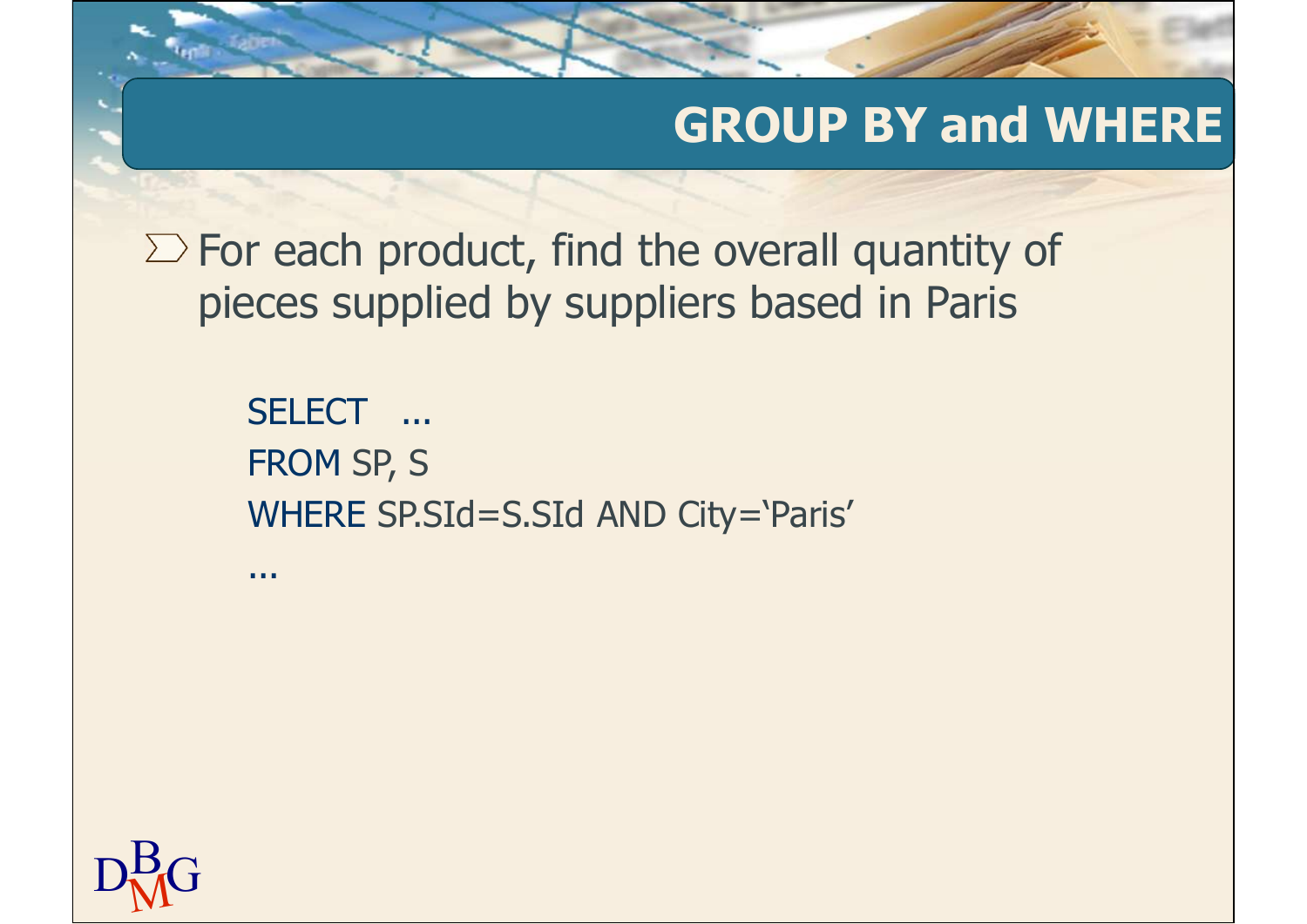# GROUP BY and WHERE

- For each product, find the overall quantity of pieces supplied by suppliers based in Paris

```
SELECT   ...
FROM SP, S
WHERE SP.SId=S.SId AND City='Paris'
...
```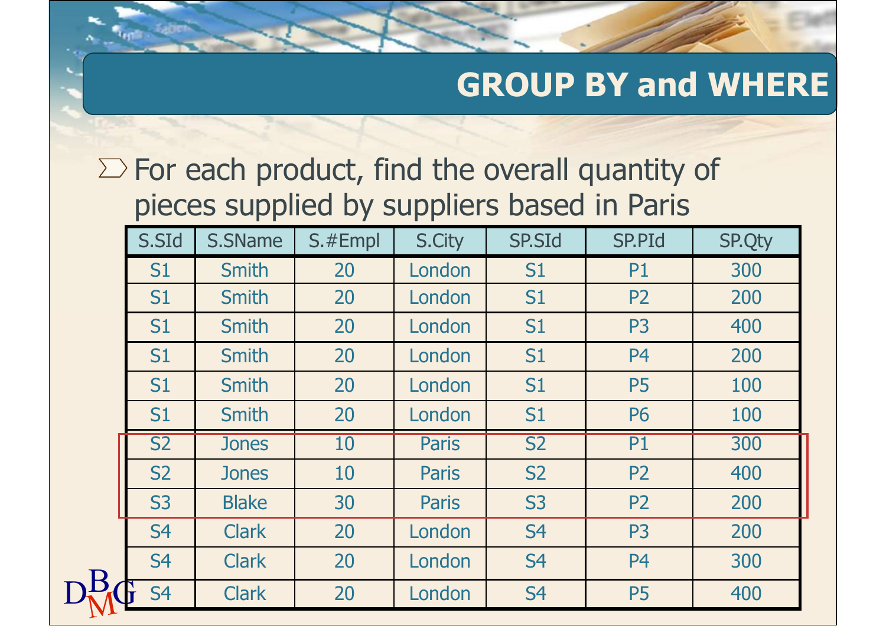# GROUP BY and WHERE

- For each product, find the overall quantity of pieces supplied by suppliers based in Paris

| S.SId | S.SName | S.#Empl | S.City | SP.SId | SP.PId | SP.Qty |
|---|---|---|---|---|---|---|
| S1 | Smith | 20 | London | S1 | P1 | 300 |
| S1 | Smith | 20 | London | S1 | P2 | 200 |
| S1 | Smith | 20 | London | S1 | P3 | 400 |
| S1 | Smith | 20 | London | S1 | P4 | 200 |
| S1 | Smith | 20 | London | S1 | P5 | 100 |
| S1 | Smith | 20 | London | S1 | P6 | 100 |
| S2 | Jones | 10 | Paris | S2 | P1 | 300 |
| S2 | Jones | 10 | Paris | S2 | P2 | 400 |
| S3 | Blake | 30 | Paris | S3 | P2 | 200 |
| S4 | Clark | 20 | London | S4 | P3 | 200 |
| S4 | Clark | 20 | London | S4 | P4 | 300 |
| S4 | Clark | 20 | London | S4 | P5 | 400 |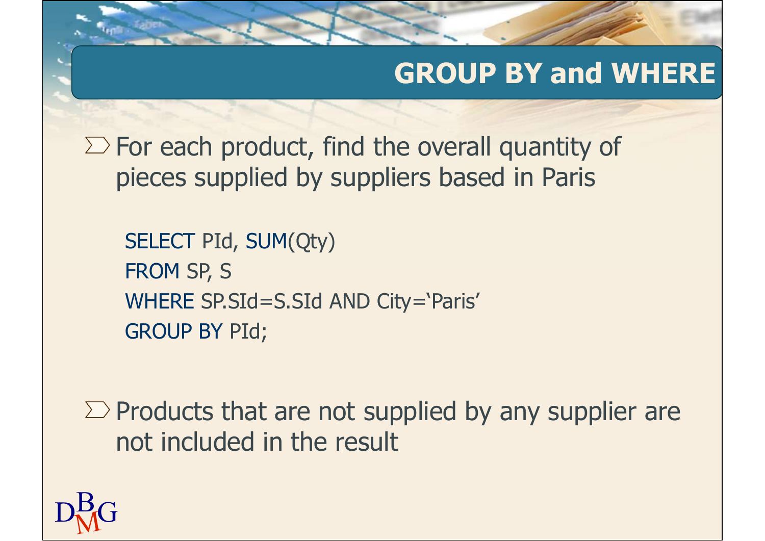# GROUP BY and WHERE

- For each product, find the overall quantity of pieces supplied by suppliers based in Paris

```
SELECT PId, SUM(Qty)
FROM SP, S
WHERE SP.SId=S.SId AND City=‘Paris’
GROUP BY PId;
```

- Products that are not supplied by any supplier are not included in the result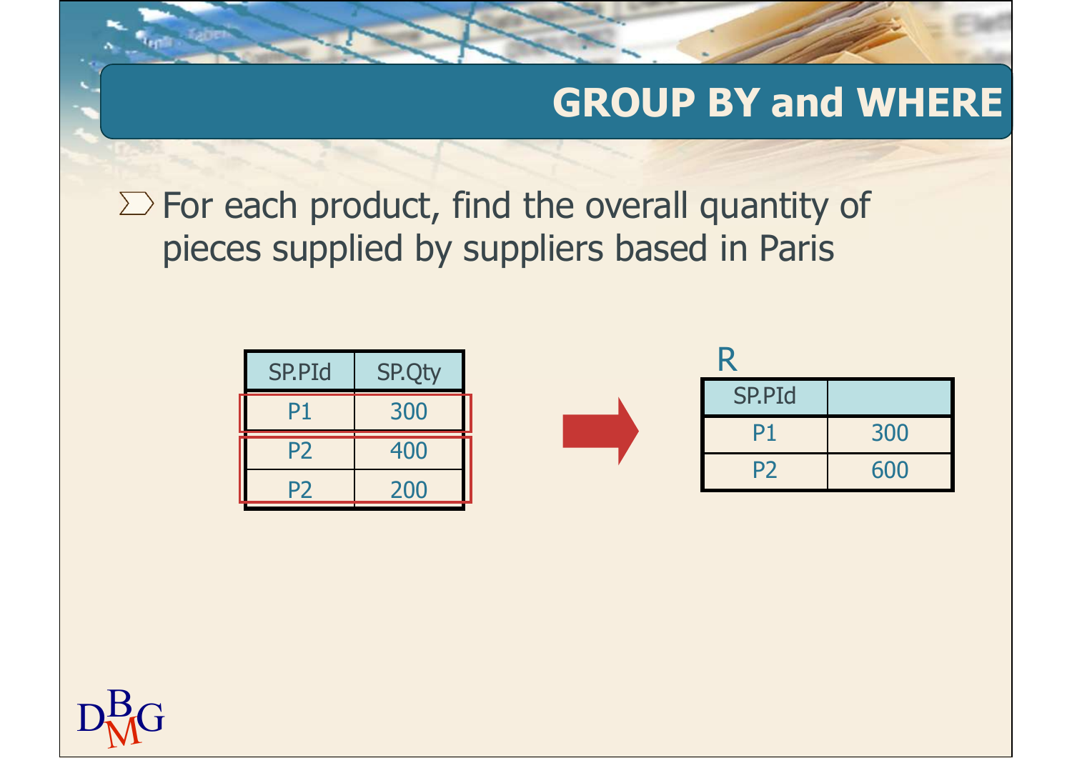# GROUP BY and WHERE

- For each product, find the overall quantity of pieces supplied by suppliers based in Paris

| SP.PId | SP.Qty |
|---|---|
| P1 | 300 |
| P2 | 400 |
| P2 | 200 |

R

| SP.PId | |
|---|---|
| P1 | 300 |
| P2 | 600 |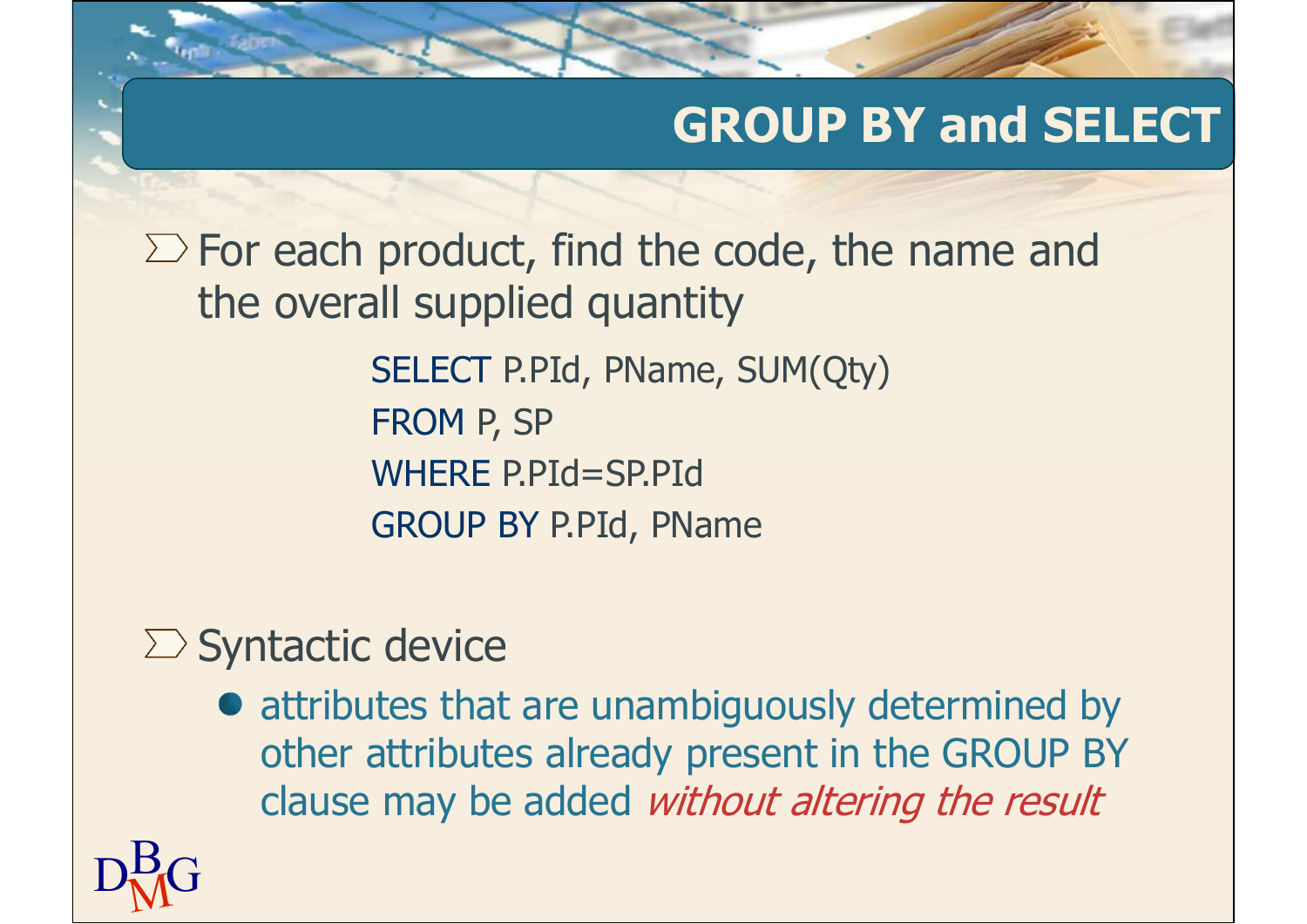# GROUP BY and SELECT

- For each product, find the code, the name and the overall supplied quantity

```
SELECT P.PId, PName, SUM(Qty)
FROM P, SP
WHERE P.PId=SP.PId
GROUP BY P.PId, PName
```

- Syntactic device
  - attributes that are unambiguously determined by other attributes already present in the GROUP BY clause may be added *without altering the result*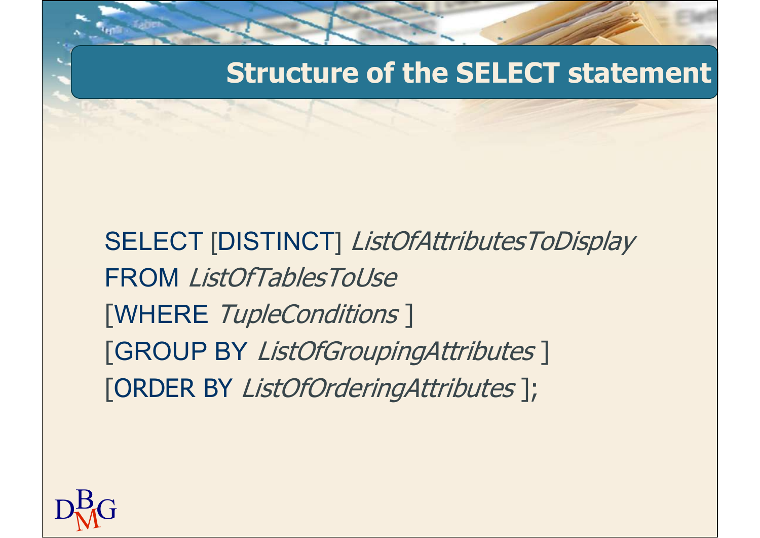# Structure of the SELECT statement

SELECT [DISTINCT] *ListOfAttributesToDisplay*
FROM *ListOfTablesToUse*
[WHERE *TupleConditions* ]
[GROUP BY *ListOfGroupingAttributes* ]
[ORDER BY *ListOfOrderingAttributes* ];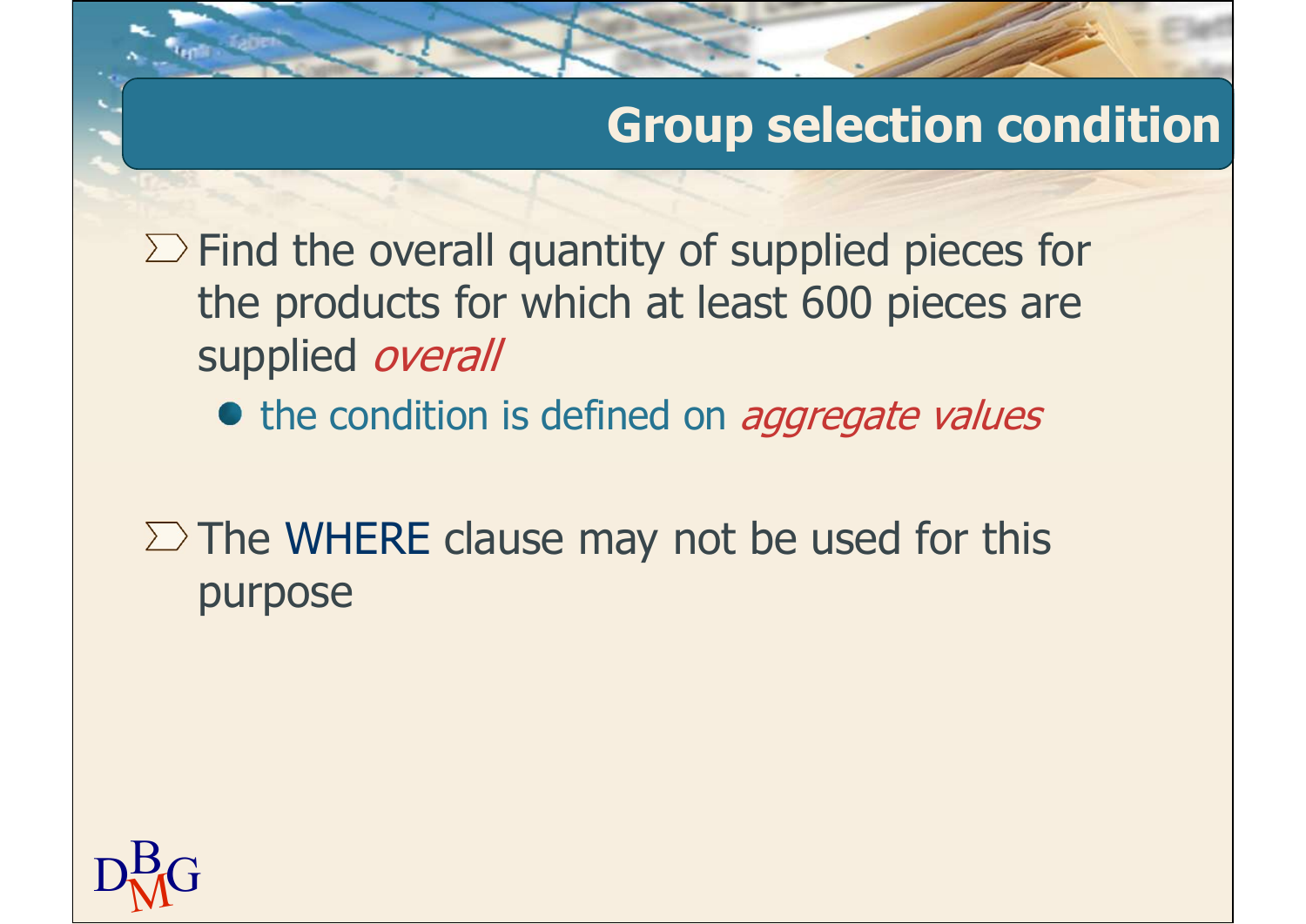# Group selection condition

- Find the overall quantity of supplied pieces for the products for which at least 600 pieces are supplied *overall*
  - the condition is defined on *aggregate values*

- The WHERE clause may not be used for this purpose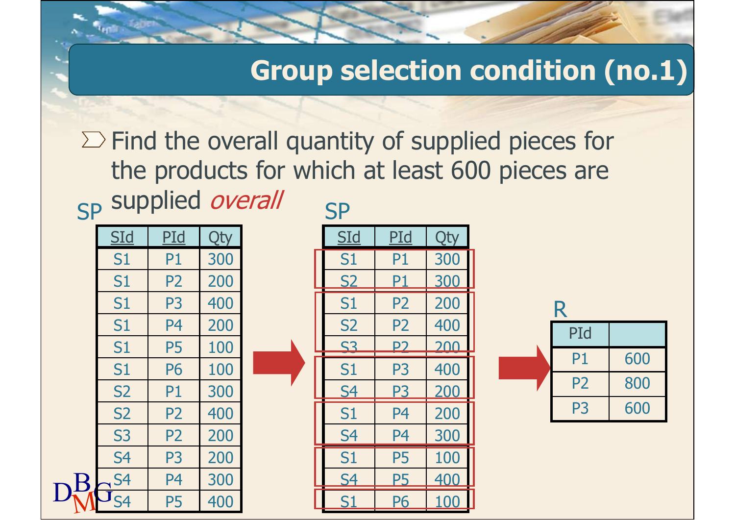# Group selection condition (no.1)

- Find the overall quantity of supplied pieces for the products for which at least 600 pieces are supplied *overall*

SP

| SId | PId | Qty |
|---|---|---|
| S1 | P1 | 300 |
| S1 | P2 | 200 |
| S1 | P3 | 400 |
| S1 | P4 | 200 |
| S1 | P5 | 100 |
| S1 | P6 | 100 |
| S2 | P1 | 300 |
| S2 | P2 | 400 |
| S3 | P2 | 200 |
| S4 | P3 | 200 |
| S4 | P4 | 300 |
| S4 | P5 | 400 |

SP

| SId | PId | Qty |
|---|---|---|
| S1 | P1 | 300 |
| S2 | P1 | 300 |
| S1 | P2 | 200 |
| S2 | P2 | 400 |
| S3 | P2 | 200 |
| S1 | P3 | 400 |
| S4 | P3 | 200 |
| S1 | P4 | 200 |
| S4 | P4 | 300 |
| S1 | P5 | 100 |
| S4 | P5 | 400 |
| S1 | P6 | 100 |

R

| PId | |
|---|---|
| P1 | 600 |
| P2 | 800 |
| P3 | 600 |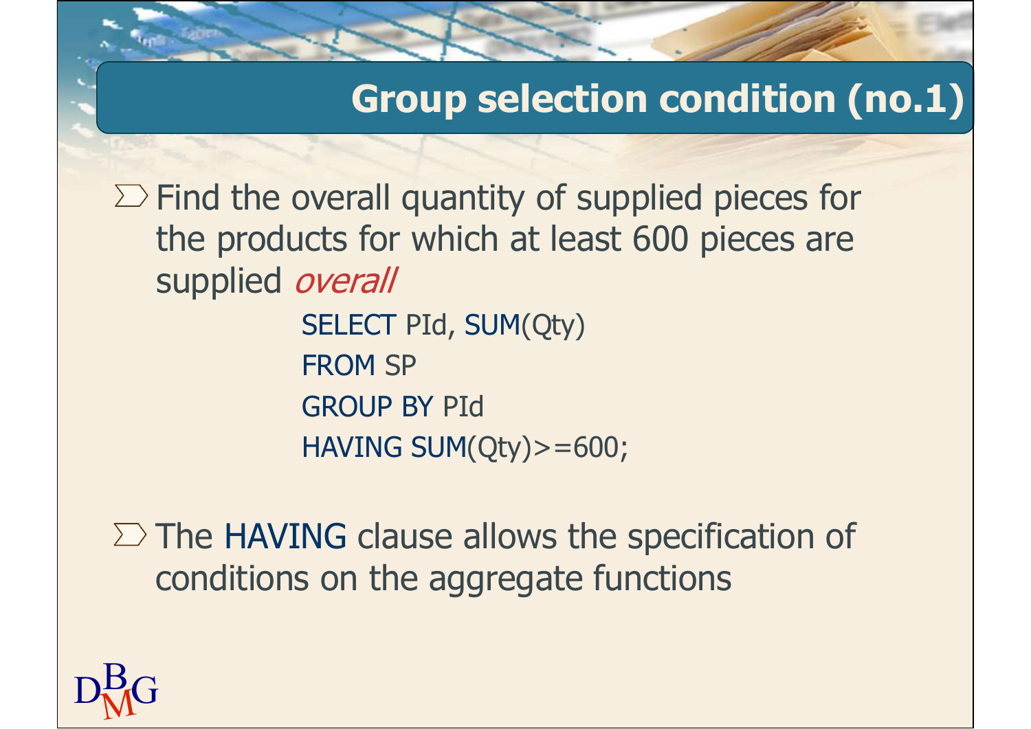## Group selection condition (no.1)

- Find the overall quantity of supplied pieces for the products for which at least 600 pieces are supplied *overall*

```
SELECT PId, SUM(Qty)
FROM SP
GROUP BY PId
HAVING SUM(Qty)>=600;
```

- The HAVING clause allows the specification of conditions on the aggregate functions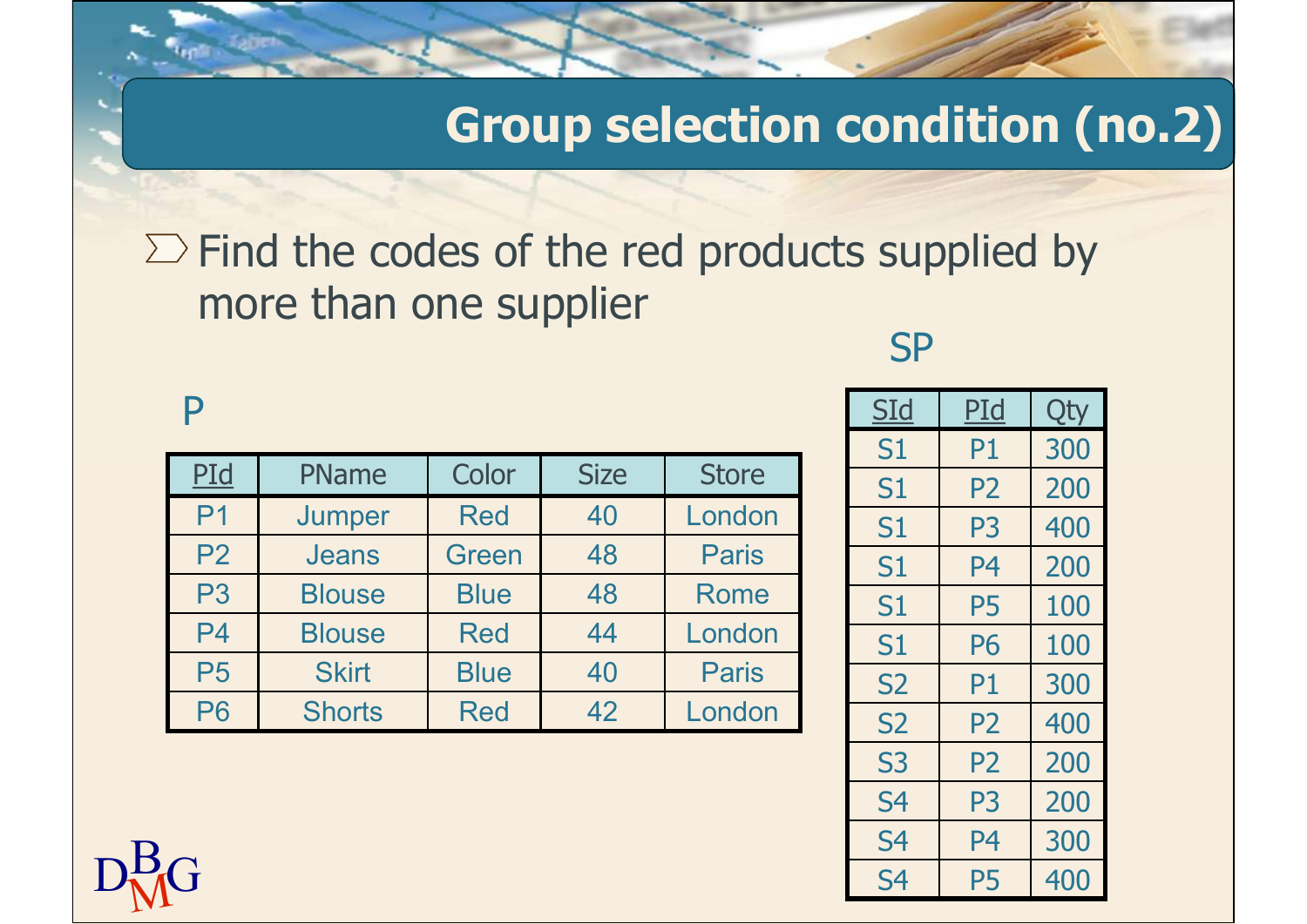# Group selection condition (no.2)

- Find the codes of the red products supplied by more than one supplier

P

| PId | PName | Color | Size | Store |
|---|---|---|---|---|
| P1 | Jumper | Red | 40 | London |
| P2 | Jeans | Green | 48 | Paris |
| P3 | Blouse | Blue | 48 | Rome |
| P4 | Blouse | Red | 44 | London |
| P5 | Skirt | Blue | 40 | Paris |
| P6 | Shorts | Red | 42 | London |

SP

| SId | PId | Qty |
|---|---|---|
| S1 | P1 | 300 |
| S1 | P2 | 200 |
| S1 | P3 | 400 |
| S1 | P4 | 200 |
| S1 | P5 | 100 |
| S1 | P6 | 100 |
| S2 | P1 | 300 |
| S2 | P2 | 400 |
| S3 | P2 | 200 |
| S4 | P3 | 200 |
| S4 | P4 | 300 |
| S4 | P5 | 400 |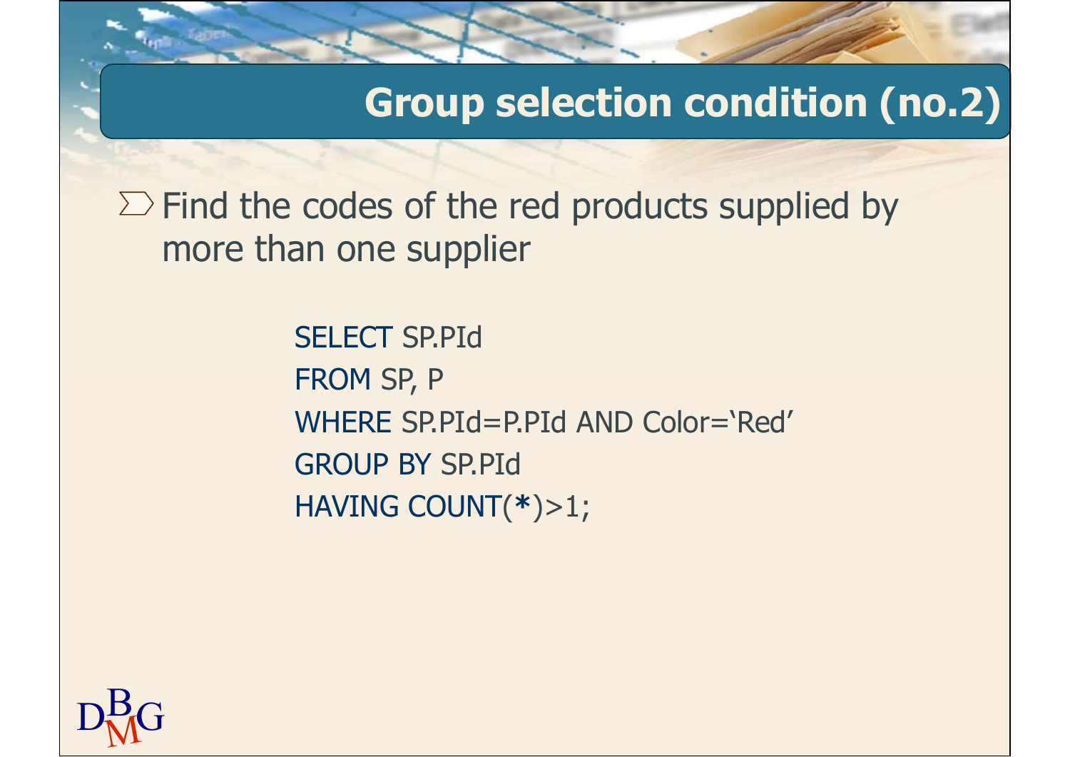# Group selection condition (no.2)

- Find the codes of the red products supplied by more than one supplier

```
SELECT SP.PId
FROM SP, P
WHERE SP.PId=P.PId AND Color='Red'
GROUP BY SP.PId
HAVING COUNT(*)>1;
```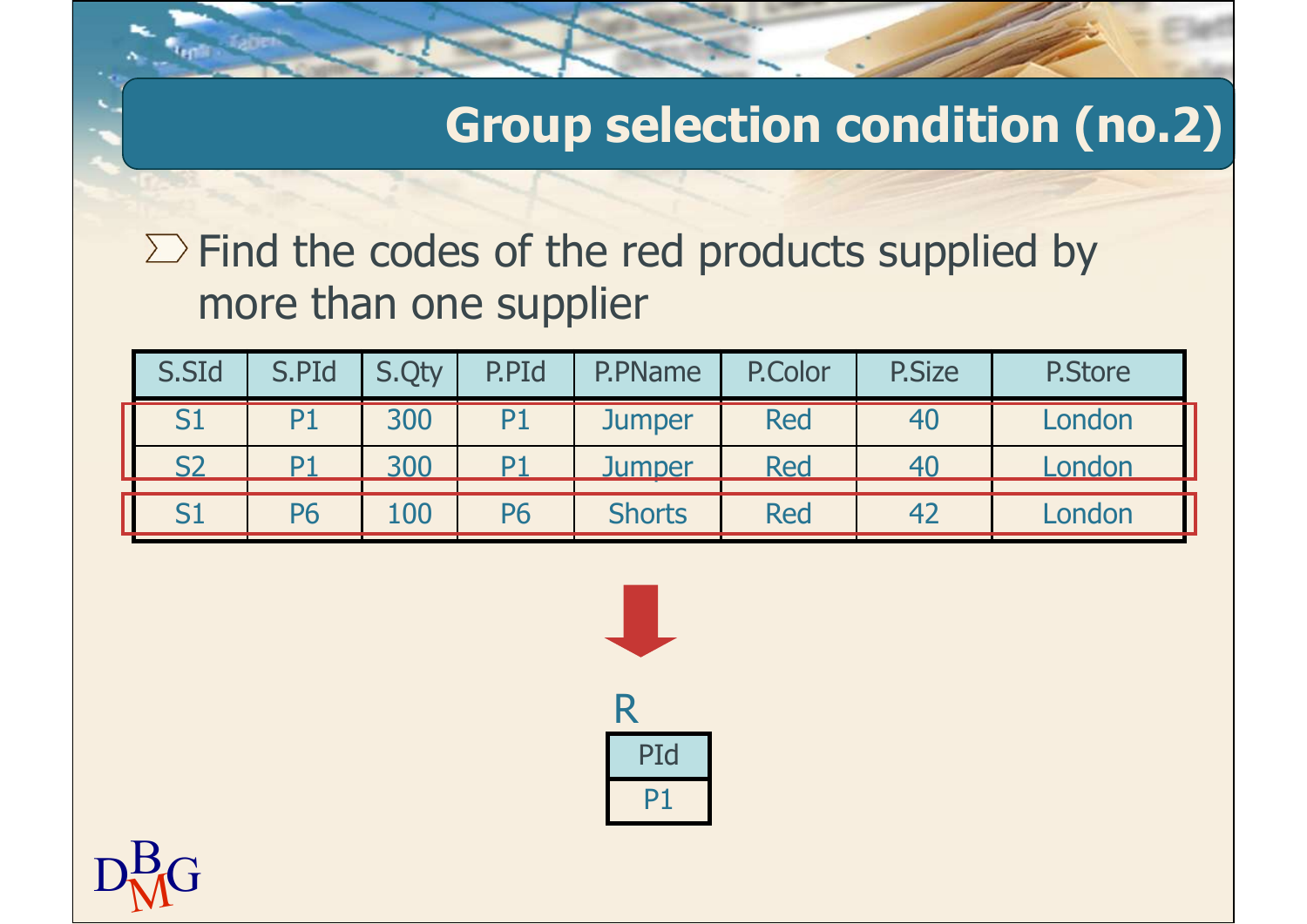# Group selection condition (no.2)

- Find the codes of the red products supplied by more than one supplier

| S.SId | S.PId | S.Qty | P.PId | P.PName | P.Color | P.Size | P.Store |
|---|---|---|---|---|---|---|---|
| S1 | P1 | 300 | P1 | Jumper | Red | 40 | London |
| S2 | P1 | 300 | P1 | Jumper | Red | 40 | London |
| S1 | P6 | 100 | P6 | Shorts | Red | 42 | London |

R

| PId |
|---|
| P1 |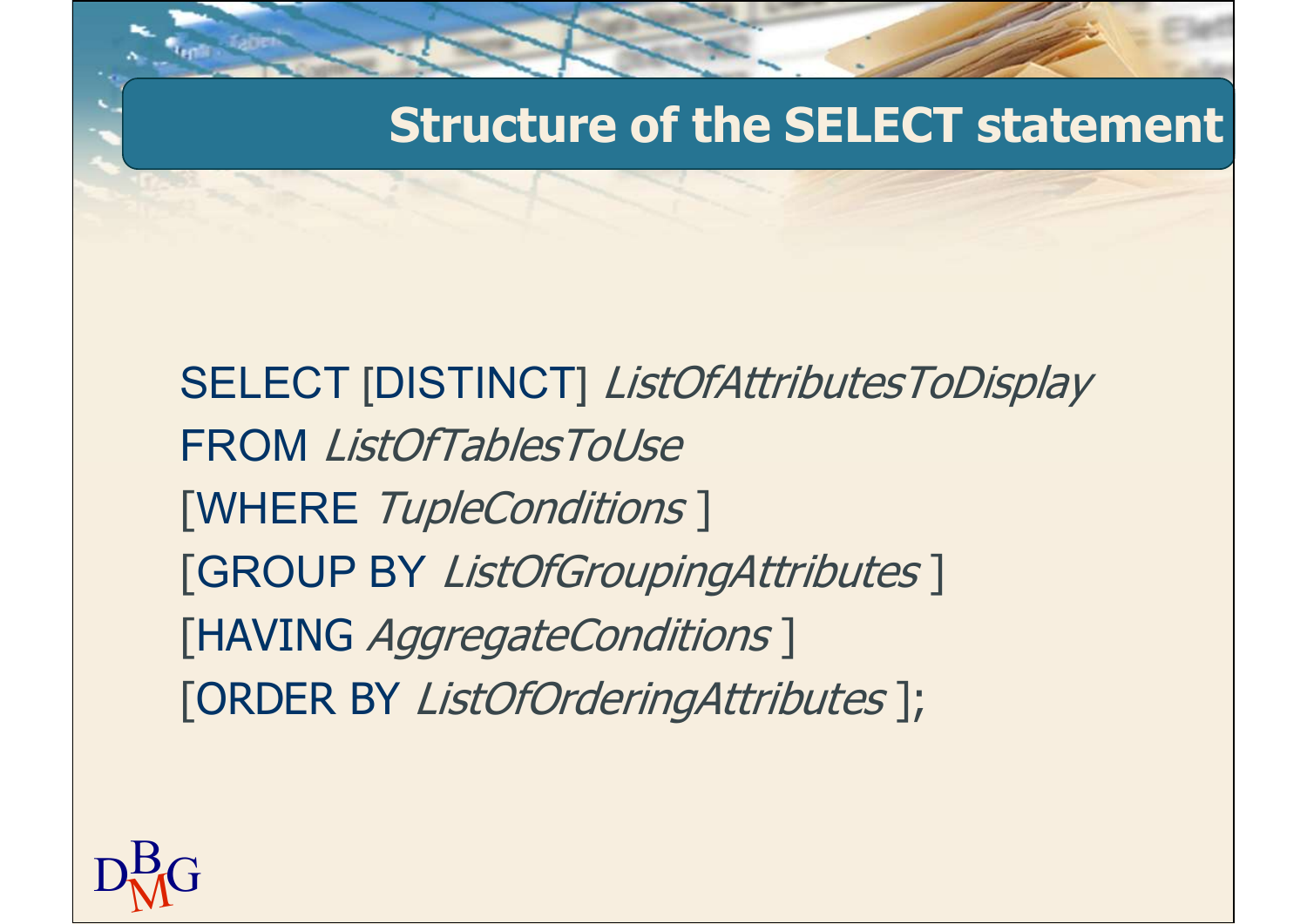# Structure of the SELECT statement

```
SELECT [DISTINCT] ListOfAttributesToDisplay
FROM ListOfTablesToUse
[WHERE TupleConditions ]
[GROUP BY ListOfGroupingAttributes ]
[HAVING AggregateConditions ]
[ORDER BY ListOfOrderingAttributes ];
```